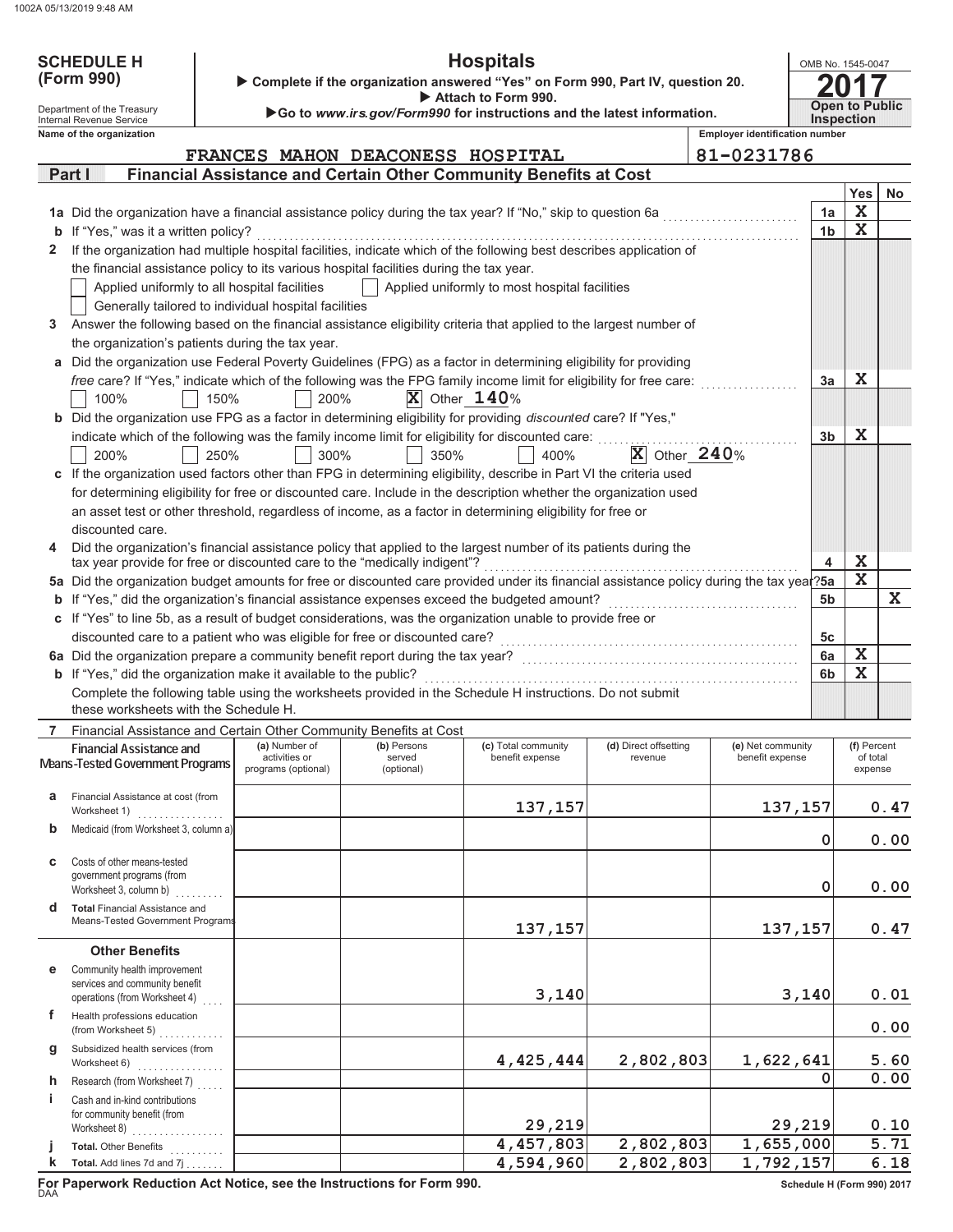**SCHEDULE H (Form 990)**

Department of the Treasury
Internal Revenue Service

# Hospitals

▶ Complete if the organization answered "Yes" on Form 990, Part IV, question 20.
▶ Attach to Form 990.
▶ Go to *www.irs.gov/Form990* for instructions and the latest information.

OMB No. 1545-0047

**2017**

**Open to Public Inspection**

**Name of the organization:** FRANCES MAHON DEACONESS HOSPITAL

**Employer identification number:** 81-0231786

## Part I — Financial Assistance and Certain Other Community Benefits at Cost

| | | | Yes | No |
|---|---|---|---|---|
| **1a** | Did the organization have a financial assistance policy during the tax year? If "No," skip to question 6a | 1a | X | |
| **b** | If "Yes," was it a written policy? | 1b | X | |
| **2** | If the organization had multiple hospital facilities, indicate which of the following best describes application of the financial assistance policy to its various hospital facilities during the tax year.<br>☐ Applied uniformly to all hospital facilities ☐ Applied uniformly to most hospital facilities<br>☐ Generally tailored to individual hospital facilities | | | |
| **3** | Answer the following based on the financial assistance eligibility criteria that applied to the largest number of the organization's patients during the tax year. | | | |
| **a** | Did the organization use Federal Poverty Guidelines (FPG) as a factor in determining eligibility for providing *free* care? If "Yes," indicate which of the following was the FPG family income limit for eligibility for free care:<br>☐ 100% ☐ 150% ☐ 200% ☒ Other 140% | 3a | X | |
| **b** | Did the organization use FPG as a factor in determining eligibility for providing *discounted* care? If "Yes," indicate which of the following was the family income limit for eligibility for discounted care:<br>☐ 200% ☐ 250% ☐ 300% ☐ 350% ☐ 400% ☒ Other 240% | 3b | X | |
| **c** | If the organization used factors other than FPG in determining eligibility, describe in Part VI the criteria used for determining eligibility for free or discounted care. Include in the description whether the organization used an asset test or other threshold, regardless of income, as a factor in determining eligibility for free or discounted care. | | | |
| **4** | Did the organization's financial assistance policy that applied to the largest number of its patients during the tax year provide for free or discounted care to the "medically indigent"? | 4 | X | |
| **5a** | Did the organization budget amounts for free or discounted care provided under its financial assistance policy during the tax year? | 5a | X | |
| **b** | If "Yes," did the organization's financial assistance expenses exceed the budgeted amount? | 5b | | X |
| **c** | If "Yes" to line 5b, as a result of budget considerations, was the organization unable to provide free or discounted care to a patient who was eligible for free or discounted care? | 5c | | |
| **6a** | Did the organization prepare a community benefit report during the tax year? | 6a | X | |
| **b** | If "Yes," did the organization make it available to the public? | 6b | X | |

Complete the following table using the worksheets provided in the Schedule H instructions. Do not submit these worksheets with the Schedule H.

**7** Financial Assistance and Certain Other Community Benefits at Cost

| Financial Assistance and Means-Tested Government Programs | (a) Number of activities or programs (optional) | (b) Persons served (optional) | (c) Total community benefit expense | (d) Direct offsetting revenue | (e) Net community benefit expense | (f) Percent of total expense |
|---|---|---|---|---|---|---|
| **a** Financial Assistance at cost (from Worksheet 1) | | | 137,157 | | 137,157 | 0.47 |
| **b** Medicaid (from Worksheet 3, column a) | | | | | 0 | 0.00 |
| **c** Costs of other means-tested government programs (from Worksheet 3, column b) | | | | | 0 | 0.00 |
| **d** **Total** Financial Assistance and Means-Tested Government Programs | | | 137,157 | | 137,157 | 0.47 |
| **Other Benefits** | | | | | | |
| **e** Community health improvement services and community benefit operations (from Worksheet 4) | | | 3,140 | | 3,140 | 0.01 |
| **f** Health professions education (from Worksheet 5) | | | | | | 0.00 |
| **g** Subsidized health services (from Worksheet 6) | | | 4,425,444 | 2,802,803 | 1,622,641 | 5.60 |
| **h** Research (from Worksheet 7) | | | | | 0 | 0.00 |
| **i** Cash and in-kind contributions for community benefit (from Worksheet 8) | | | 29,219 | | 29,219 | 0.10 |
| **j** **Total.** Other Benefits | | | 4,457,803 | 2,802,803 | 1,655,000 | 5.71 |
| **k** **Total.** Add lines 7d and 7j | | | 4,594,960 | 2,802,803 | 1,792,157 | 6.18 |

**For Paperwork Reduction Act Notice, see the Instructions for Form 990.**

DAA

**Schedule H (Form 990) 2017**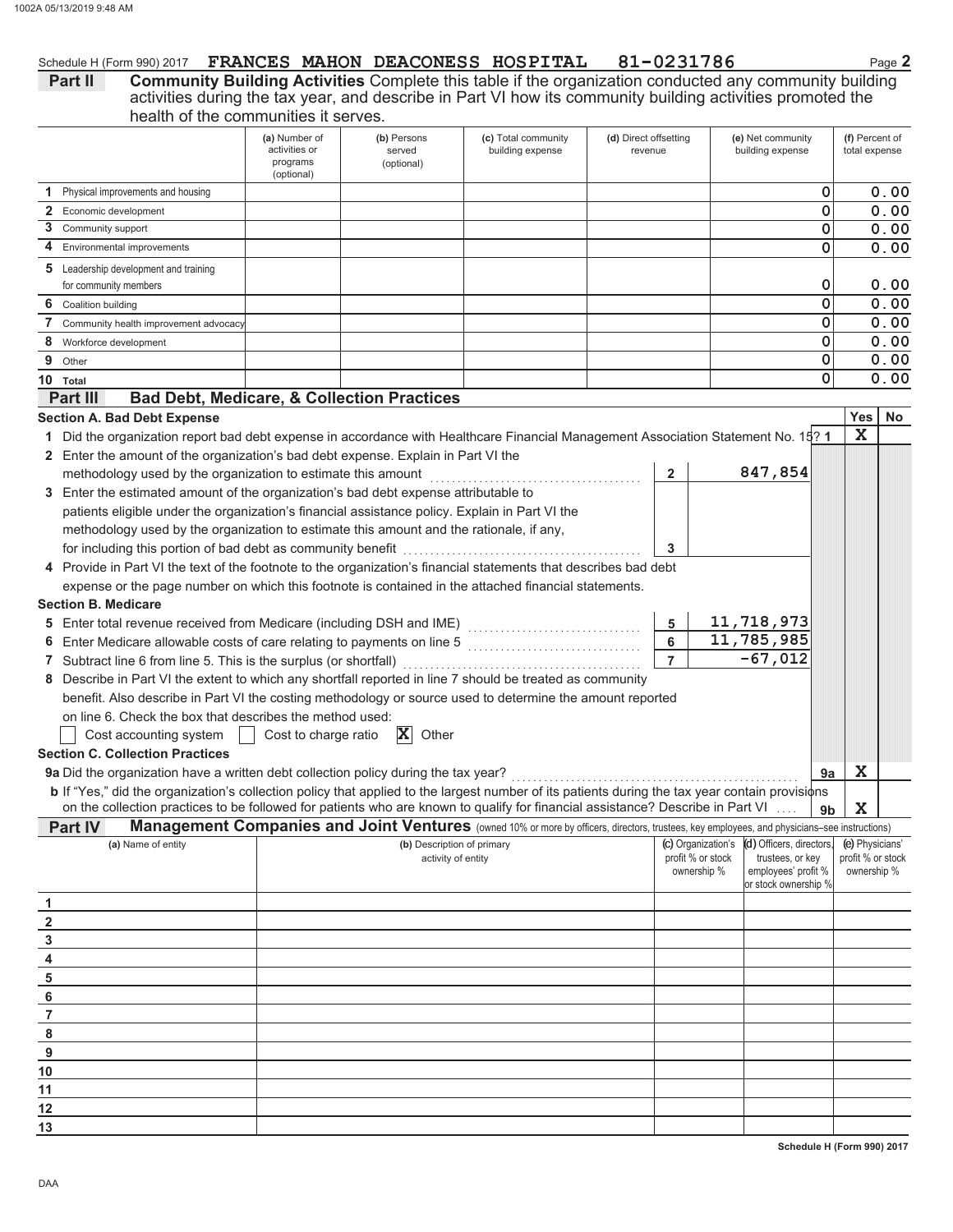Schedule H (Form 990) 2017 FRANCES MAHON DEACONESS HOSPITAL 81-0231786 Page 2

**Part II Community Building Activities** Complete this table if the organization conducted any community building activities during the tax year, and describe in Part VI how its community building activities promoted the health of the communities it serves.

| | (a) Number of activities or programs (optional) | (b) Persons served (optional) | (c) Total community building expense | (d) Direct offsetting revenue | (e) Net community building expense | (f) Percent of total expense |
|---|---|---|---|---|---|---|
| 1 Physical improvements and housing | | | | | 0 | 0.00 |
| 2 Economic development | | | | | 0 | 0.00 |
| 3 Community support | | | | | 0 | 0.00 |
| 4 Environmental improvements | | | | | 0 | 0.00 |
| 5 Leadership development and training for community members | | | | | 0 | 0.00 |
| 6 Coalition building | | | | | 0 | 0.00 |
| 7 Community health improvement advocacy | | | | | 0 | 0.00 |
| 8 Workforce development | | | | | 0 | 0.00 |
| 9 Other | | | | | 0 | 0.00 |
| 10 Total | | | | | 0 | 0.00 |

**Part III Bad Debt, Medicare, & Collection Practices**

**Section A. Bad Debt Expense**

| | | | Yes | No |
|---|---|---|---|---|
| 1 Did the organization report bad debt expense in accordance with Healthcare Financial Management Association Statement No. 15? | 1 | | X | |
| 2 Enter the amount of the organization's bad debt expense. Explain in Part VI the methodology used by the organization to estimate this amount | 2 | 847,854 | | |
| 3 Enter the estimated amount of the organization's bad debt expense attributable to patients eligible under the organization's financial assistance policy. Explain in Part VI the methodology used by the organization to estimate this amount and the rationale, if any, for including this portion of bad debt as community benefit | 3 | | | |
| 4 Provide in Part VI the text of the footnote to the organization's financial statements that describes bad debt expense or the page number on which this footnote is contained in the attached financial statements. | | | | |

**Section B. Medicare**

| | | | | |
|---|---|---|---|---|
| 5 Enter total revenue received from Medicare (including DSH and IME) | 5 | 11,718,973 | | |
| 6 Enter Medicare allowable costs of care relating to payments on line 5 | 6 | 11,785,985 | | |
| 7 Subtract line 6 from line 5. This is the surplus (or shortfall) | 7 | -67,012 | | |
| 8 Describe in Part VI the extent to which any shortfall reported in line 7 should be treated as community benefit. Also describe in Part VI the costing methodology or source used to determine the amount reported on line 6. Check the box that describes the method used: ☐ Cost accounting system ☐ Cost to charge ratio ☒ Other | | | | |

**Section C. Collection Practices**

| | | | Yes | No |
|---|---|---|---|---|
| 9a Did the organization have a written debt collection policy during the tax year? | 9a | | X | |
| b If "Yes," did the organization's collection policy that applied to the largest number of its patients during the tax year contain provisions on the collection practices to be followed for patients who are known to qualify for financial assistance? Describe in Part VI | 9b | | X | |

**Part IV Management Companies and Joint Ventures** (owned 10% or more by officers, directors, trustees, key employees, and physicians–see instructions)

| | (a) Name of entity | (b) Description of primary activity of entity | (c) Organization's profit % or stock ownership % | (d) Officers, directors, trustees, or key employees' profit % or stock ownership % | (e) Physicians' profit % or stock ownership % |
|---|---|---|---|---|---|
| 1 | | | | | |
| 2 | | | | | |
| 3 | | | | | |
| 4 | | | | | |
| 5 | | | | | |
| 6 | | | | | |
| 7 | | | | | |
| 8 | | | | | |
| 9 | | | | | |
| 10 | | | | | |
| 11 | | | | | |
| 12 | | | | | |
| 13 | | | | | |

Schedule H (Form 990) 2017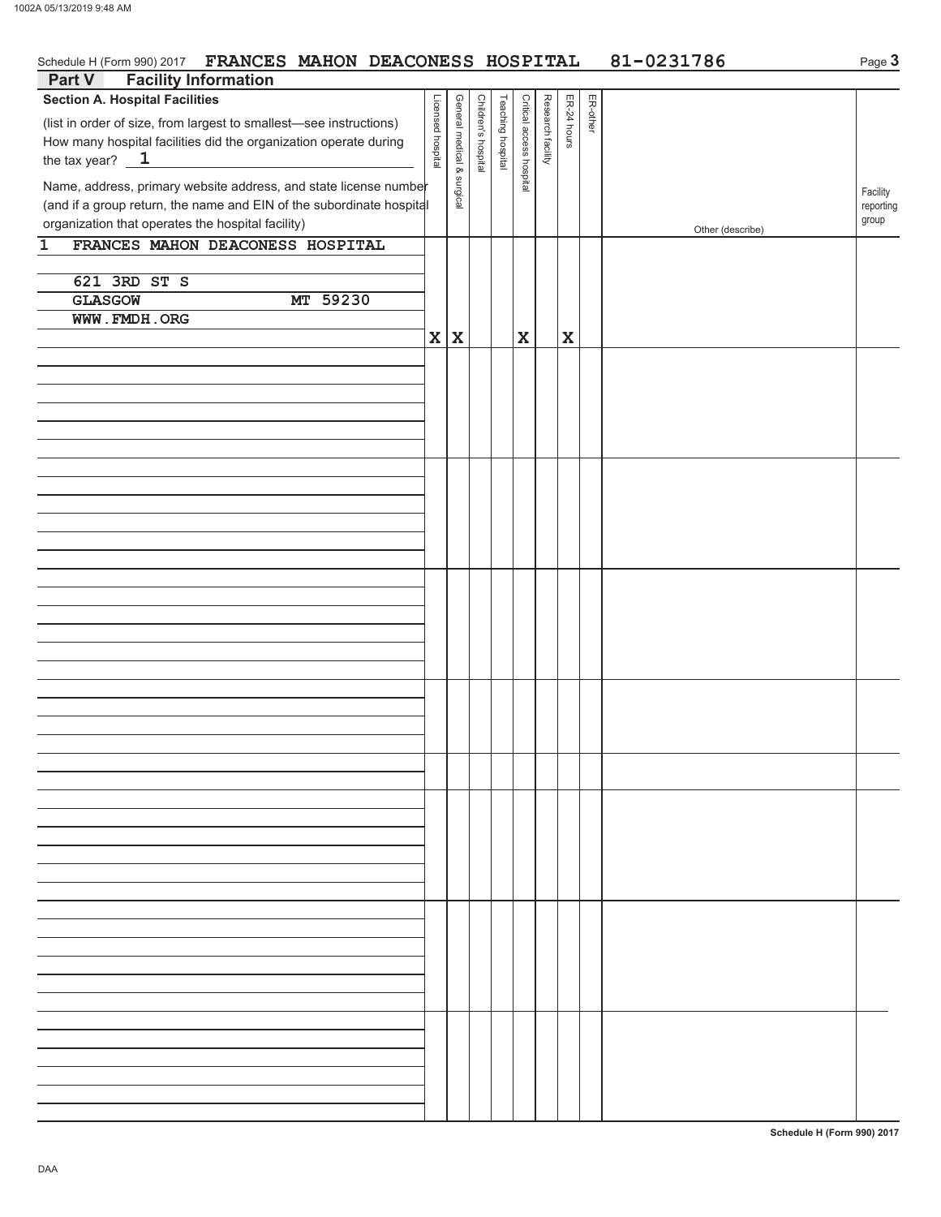Schedule H (Form 990) 2017 **FRANCES MAHON DEACONESS HOSPITAL** **81-0231786**

## Part V Facility Information

### Section A. Hospital Facilities

(list in order of size, from largest to smallest—see instructions)
How many hospital facilities did the organization operate during the tax year? **1**

Name, address, primary website address, and state license number (and if a group return, the name and EIN of the subordinate hospital organization that operates the hospital facility)

| Name, address, website, license | Licensed hospital | General medical & surgical | Children's hospital | Teaching hospital | Critical access hospital | Research facility | ER-24 hours | ER-other | Other (describe) | Facility reporting group |
|---|---|---|---|---|---|---|---|---|---|---|
| 1 FRANCES MAHON DEACONESS HOSPITAL<br>621 3RD ST S<br>GLASGOW MT 59230<br>WWW.FMDH.ORG | X | X | | | X | | X | | | |

Schedule H (Form 990) 2017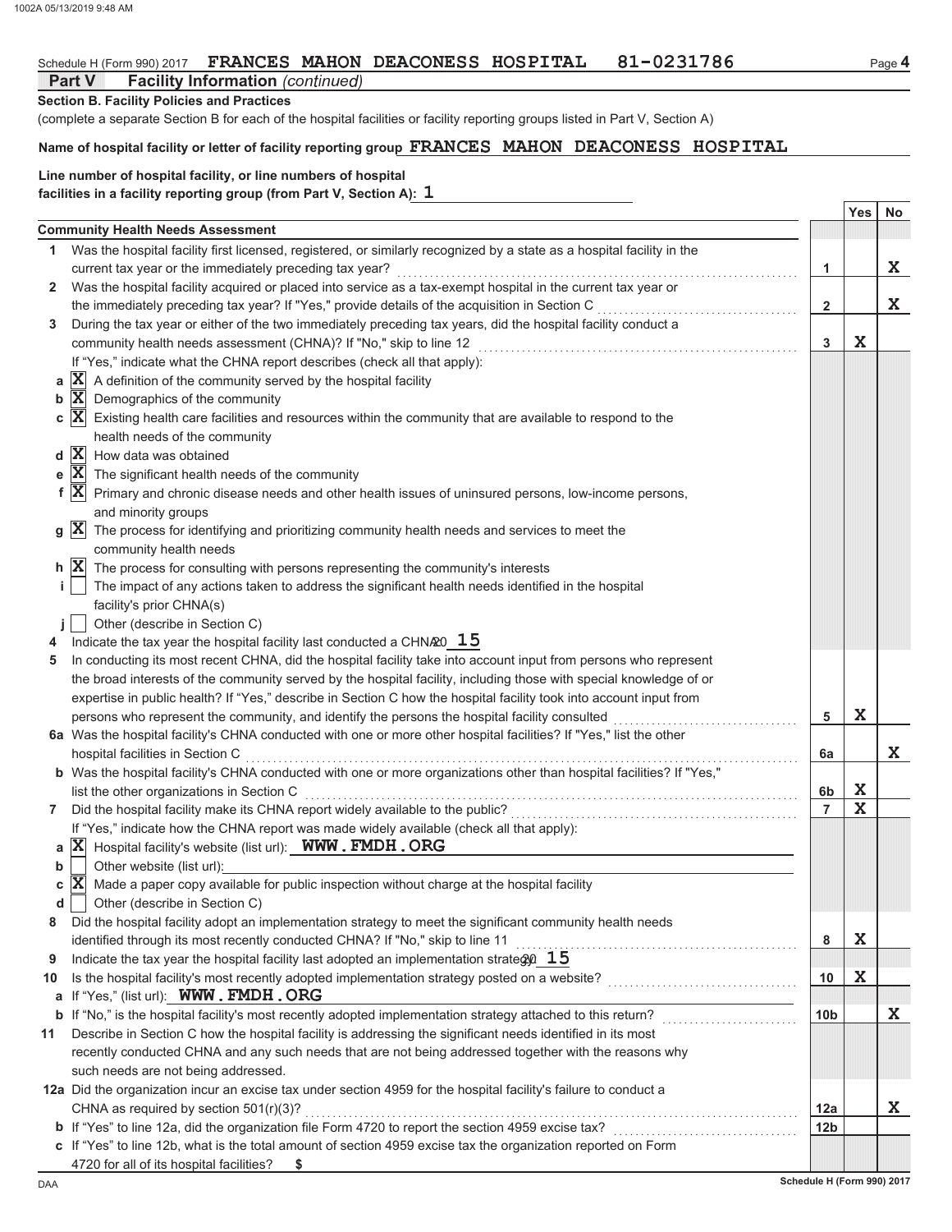Schedule H (Form 990) 2017 **FRANCES MAHON DEACONESS HOSPITAL 81-0231786** Page **4**

**Part V Facility Information** *(continued)*

**Section B. Facility Policies and Practices**

(complete a separate Section B for each of the hospital facilities or facility reporting groups listed in Part V, Section A)

**Name of hospital facility or letter of facility reporting group** FRANCES MAHON DEACONESS HOSPITAL

**Line number of hospital facility, or line numbers of hospital facilities in a facility reporting group (from Part V, Section A):** 1

| | | | Yes | No |
|---|---|---|---|---|
| | **Community Health Needs Assessment** | | | |
| 1 | Was the hospital facility first licensed, registered, or similarly recognized by a state as a hospital facility in the current tax year or the immediately preceding tax year? | 1 | | X |
| 2 | Was the hospital facility acquired or placed into service as a tax-exempt hospital in the current tax year or the immediately preceding tax year? If "Yes," provide details of the acquisition in Section C | 2 | | X |
| 3 | During the tax year or either of the two immediately preceding tax years, did the hospital facility conduct a community health needs assessment (CHNA)? If "No," skip to line 12 | 3 | X | |
| | If "Yes," indicate what the CHNA report describes (check all that apply): | | | |
| | a [X] A definition of the community served by the hospital facility | | | |
| | b [X] Demographics of the community | | | |
| | c [X] Existing health care facilities and resources within the community that are available to respond to the health needs of the community | | | |
| | d [X] How data was obtained | | | |
| | e [X] The significant health needs of the community | | | |
| | f [X] Primary and chronic disease needs and other health issues of uninsured persons, low-income persons, and minority groups | | | |
| | g [X] The process for identifying and prioritizing community health needs and services to meet the community health needs | | | |
| | h [X] The process for consulting with persons representing the community's interests | | | |
| | i [ ] The impact of any actions taken to address the significant health needs identified in the hospital facility's prior CHNA(s) | | | |
| | j [ ] Other (describe in Section C) | | | |
| 4 | Indicate the tax year the hospital facility last conducted a CHNA: 20 15 | | | |
| 5 | In conducting its most recent CHNA, did the hospital facility take into account input from persons who represent the broad interests of the community served by the hospital facility, including those with special knowledge of or expertise in public health? If "Yes," describe in Section C how the hospital facility took into account input from persons who represent the community, and identify the persons the hospital facility consulted | 5 | X | |
| 6a | Was the hospital facility's CHNA conducted with one or more other hospital facilities? If "Yes," list the other hospital facilities in Section C | 6a | | X |
| b | Was the hospital facility's CHNA conducted with one or more organizations other than hospital facilities? If "Yes," list the other organizations in Section C | 6b | X | |
| 7 | Did the hospital facility make its CHNA report widely available to the public? | 7 | X | |
| | If "Yes," indicate how the CHNA report was made widely available (check all that apply): | | | |
| | a [X] Hospital facility's website (list url): WWW.FMDH.ORG | | | |
| | b [ ] Other website (list url): | | | |
| | c [X] Made a paper copy available for public inspection without charge at the hospital facility | | | |
| | d [ ] Other (describe in Section C) | | | |
| 8 | Did the hospital facility adopt an implementation strategy to meet the significant community health needs identified through its most recently conducted CHNA? If "No," skip to line 11 | 8 | X | |
| 9 | Indicate the tax year the hospital facility last adopted an implementation strategy: 20 15 | | | |
| 10 | Is the hospital facility's most recently adopted implementation strategy posted on a website? | 10 | X | |
| a | If "Yes," (list url): WWW.FMDH.ORG | | | |
| b | If "No," is the hospital facility's most recently adopted implementation strategy attached to this return? | 10b | | X |
| 11 | Describe in Section C how the hospital facility is addressing the significant needs identified in its most recently conducted CHNA and any such needs that are not being addressed together with the reasons why such needs are not being addressed. | | | |
| 12a | Did the organization incur an excise tax under section 4959 for the hospital facility's failure to conduct a CHNA as required by section 501(r)(3)? | 12a | | X |
| b | If "Yes" to line 12a, did the organization file Form 4720 to report the section 4959 excise tax? | 12b | | |
| c | If "Yes" to line 12b, what is the total amount of section 4959 excise tax the organization reported on Form 4720 for all of its hospital facilities? $ | | | |

Schedule H (Form 990) 2017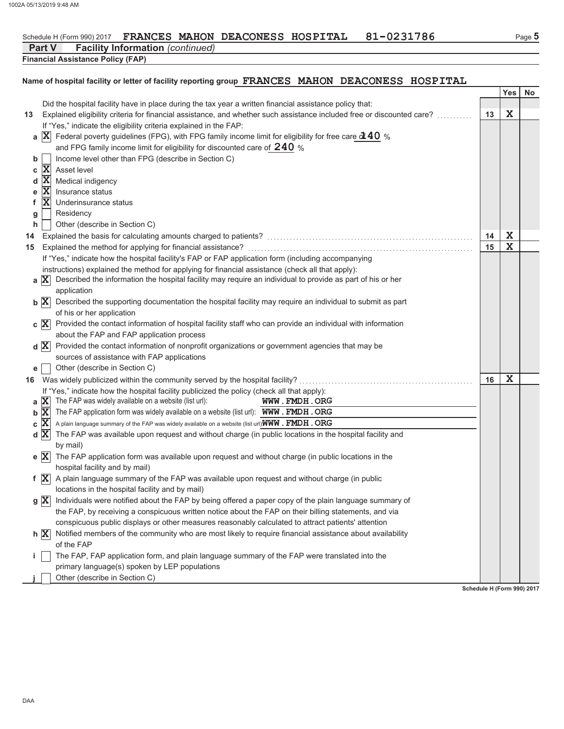Schedule H (Form 990) 2017 **FRANCES MAHON DEACONESS HOSPITAL 81-0231786**

## Part V Facility Information *(continued)*

### Financial Assistance Policy (FAP)

**Name of hospital facility or letter of facility reporting group** FRANCES MAHON DEACONESS HOSPITAL

| | | | Yes | No |
|---|---|---|---|---|
| | Did the hospital facility have in place during the tax year a written financial assistance policy that: | | | |
| **13** | Explained eligibility criteria for financial assistance, and whether such assistance included free or discounted care? | **13** | X | |
| | If "Yes," indicate the eligibility criteria explained in the FAP: | | | |
| **a** | [X] Federal poverty guidelines (FPG), with FPG family income limit for eligibility for free care of **140** % and FPG family income limit for eligibility for discounted care of **240** % | | | |
| **b** | [ ] Income level other than FPG (describe in Section C) | | | |
| **c** | [X] Asset level | | | |
| **d** | [X] Medical indigency | | | |
| **e** | [X] Insurance status | | | |
| **f** | [X] Underinsurance status | | | |
| **g** | [ ] Residency | | | |
| **h** | [ ] Other (describe in Section C) | | | |
| **14** | Explained the basis for calculating amounts charged to patients? | **14** | X | |
| **15** | Explained the method for applying for financial assistance? | **15** | X | |
| | If "Yes," indicate how the hospital facility's FAP or FAP application form (including accompanying instructions) explained the method for applying for financial assistance (check all that apply): | | | |
| **a** | [X] Described the information the hospital facility may require an individual to provide as part of his or her application | | | |
| **b** | [X] Described the supporting documentation the hospital facility may require an individual to submit as part of his or her application | | | |
| **c** | [X] Provided the contact information of hospital facility staff who can provide an individual with information about the FAP and FAP application process | | | |
| **d** | [X] Provided the contact information of nonprofit organizations or government agencies that may be sources of assistance with FAP applications | | | |
| **e** | [ ] Other (describe in Section C) | | | |
| **16** | Was widely publicized within the community served by the hospital facility? | **16** | X | |
| | If "Yes," indicate how the hospital facility publicized the policy (check all that apply): | | | |
| **a** | [X] The FAP was widely available on a website (list url): WWW.FMDH.ORG | | | |
| **b** | [X] The FAP application form was widely available on a website (list url): WWW.FMDH.ORG | | | |
| **c** | [X] A plain language summary of the FAP was widely available on a website (list url) WWW.FMDH.ORG | | | |
| **d** | [X] The FAP was available upon request and without charge (in public locations in the hospital facility and by mail) | | | |
| **e** | [X] The FAP application form was available upon request and without charge (in public locations in the hospital facility and by mail) | | | |
| **f** | [X] A plain language summary of the FAP was available upon request and without charge (in public locations in the hospital facility and by mail) | | | |
| **g** | [X] Individuals were notified about the FAP by being offered a paper copy of the plain language summary of the FAP, by receiving a conspicuous written notice about the FAP on their billing statements, and via conspicuous public displays or other measures reasonably calculated to attract patients' attention | | | |
| **h** | [X] Notified members of the community who are most likely to require financial assistance about availability of the FAP | | | |
| **i** | [ ] The FAP, FAP application form, and plain language summary of the FAP were translated into the primary language(s) spoken by LEP populations | | | |
| **j** | [ ] Other (describe in Section C) | | | |

Schedule H (Form 990) 2017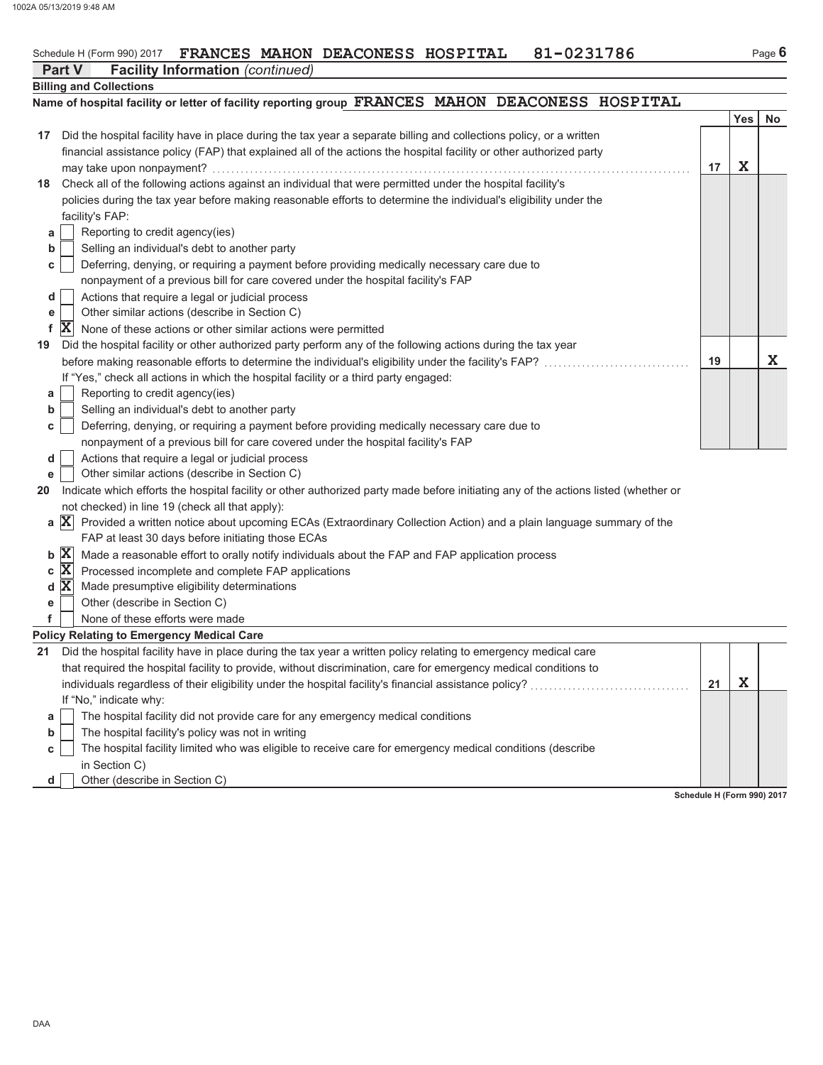Schedule H (Form 990) 2017 **FRANCES MAHON DEACONESS HOSPITAL 81-0231786** Page **6**

## Part V Facility Information *(continued)*

### Billing and Collections

**Name of hospital facility or letter of facility reporting group** FRANCES MAHON DEACONESS HOSPITAL

| | | | Yes | No |
|---|---|---|---|---|
| **17** | Did the hospital facility have in place during the tax year a separate billing and collections policy, or a written financial assistance policy (FAP) that explained all of the actions the hospital facility or other authorized party may take upon nonpayment? | **17** | X | |
| **18** | Check all of the following actions against an individual that were permitted under the hospital facility's policies during the tax year before making reasonable efforts to determine the individual's eligibility under the facility's FAP: | | | |
| **a** | [ ] Reporting to credit agency(ies) | | | |
| **b** | [ ] Selling an individual's debt to another party | | | |
| **c** | [ ] Deferring, denying, or requiring a payment before providing medically necessary care due to nonpayment of a previous bill for care covered under the hospital facility's FAP | | | |
| **d** | [ ] Actions that require a legal or judicial process | | | |
| **e** | [ ] Other similar actions (describe in Section C) | | | |
| **f** | [X] None of these actions or other similar actions were permitted | | | |
| **19** | Did the hospital facility or other authorized party perform any of the following actions during the tax year before making reasonable efforts to determine the individual's eligibility under the facility's FAP? If "Yes," check all actions in which the hospital facility or a third party engaged: | **19** | | X |
| **a** | [ ] Reporting to credit agency(ies) | | | |
| **b** | [ ] Selling an individual's debt to another party | | | |
| **c** | [ ] Deferring, denying, or requiring a payment before providing medically necessary care due to nonpayment of a previous bill for care covered under the hospital facility's FAP | | | |
| **d** | [ ] Actions that require a legal or judicial process | | | |
| **e** | [ ] Other similar actions (describe in Section C) | | | |

**20** Indicate which efforts the hospital facility or other authorized party made before initiating any of the actions listed (whether or not checked) in line 19 (check all that apply):

- **a** [X] Provided a written notice about upcoming ECAs (Extraordinary Collection Action) and a plain language summary of the FAP at least 30 days before initiating those ECAs
- **b** [X] Made a reasonable effort to orally notify individuals about the FAP and FAP application process
- **c** [X] Processed incomplete and complete FAP applications
- **d** [X] Made presumptive eligibility determinations
- **e** [ ] Other (describe in Section C)
- **f** [ ] None of these efforts were made

### Policy Relating to Emergency Medical Care

| | | | Yes | No |
|---|---|---|---|---|
| **21** | Did the hospital facility have in place during the tax year a written policy relating to emergency medical care that required the hospital facility to provide, without discrimination, care for emergency medical conditions to individuals regardless of their eligibility under the hospital facility's financial assistance policy? If "No," indicate why: | **21** | X | |
| **a** | [ ] The hospital facility did not provide care for any emergency medical conditions | | | |
| **b** | [ ] The hospital facility's policy was not in writing | | | |
| **c** | [ ] The hospital facility limited who was eligible to receive care for emergency medical conditions (describe in Section C) | | | |
| **d** | [ ] Other (describe in Section C) | | | |

Schedule H (Form 990) 2017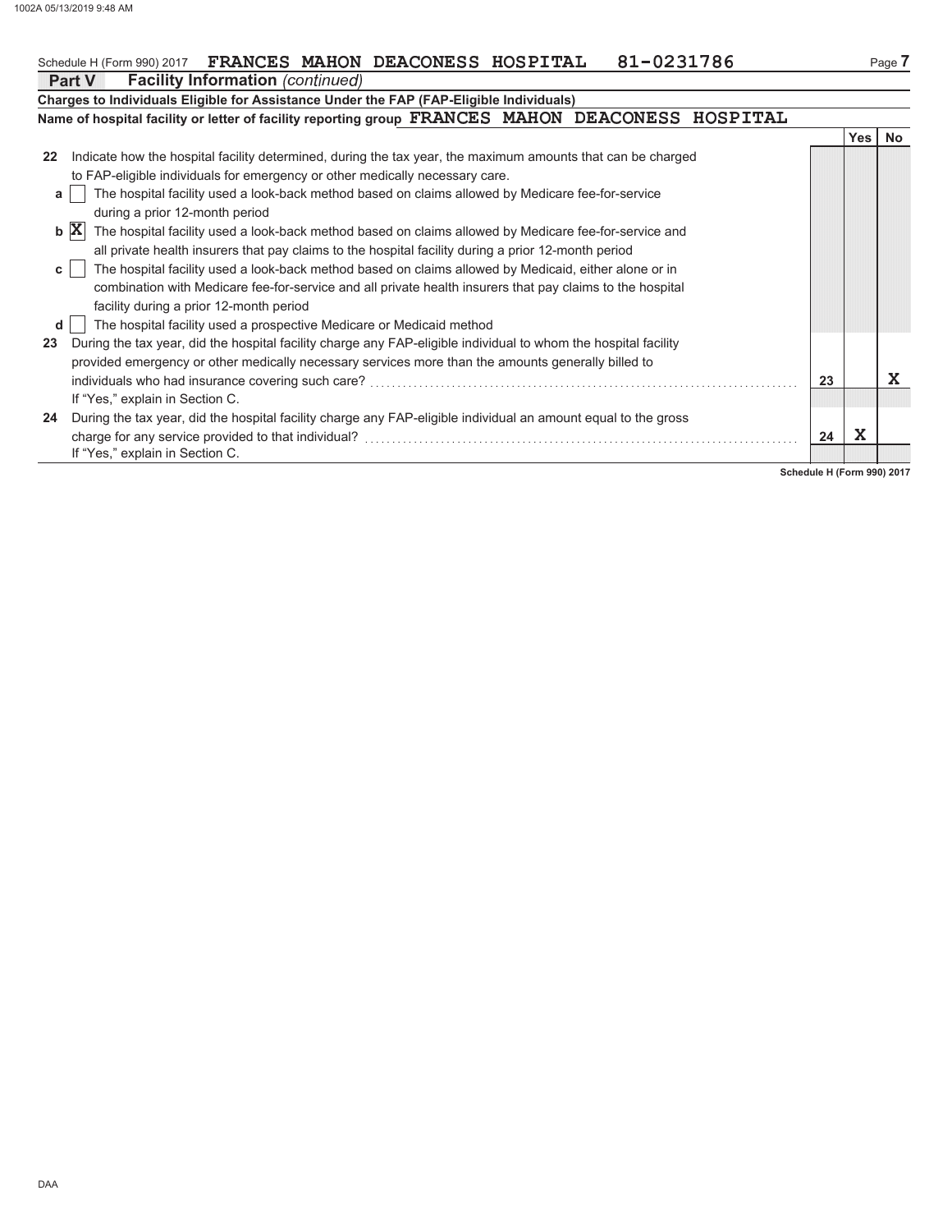Schedule H (Form 990) 2017 **FRANCES MAHON DEACONESS HOSPITAL 81-0231786** Page **7**

**Part V Facility Information** *(continued)*

**Charges to Individuals Eligible for Assistance Under the FAP (FAP-Eligible Individuals)**

**Name of hospital facility or letter of facility reporting group FRANCES MAHON DEACONESS HOSPITAL**

| | | | Yes | No |
|---|---|---|---|---|
| **22** | Indicate how the hospital facility determined, during the tax year, the maximum amounts that can be charged to FAP-eligible individuals for emergency or other medically necessary care. | | | |
| **a** | [ ] The hospital facility used a look-back method based on claims allowed by Medicare fee-for-service during a prior 12-month period | | | |
| **b** | [X] The hospital facility used a look-back method based on claims allowed by Medicare fee-for-service and all private health insurers that pay claims to the hospital facility during a prior 12-month period | | | |
| **c** | [ ] The hospital facility used a look-back method based on claims allowed by Medicaid, either alone or in combination with Medicare fee-for-service and all private health insurers that pay claims to the hospital facility during a prior 12-month period | | | |
| **d** | [ ] The hospital facility used a prospective Medicare or Medicaid method | | | |
| **23** | During the tax year, did the hospital facility charge any FAP-eligible individual to whom the hospital facility provided emergency or other medically necessary services more than the amounts generally billed to individuals who had insurance covering such care? If "Yes," explain in Section C. | 23 | | X |
| **24** | During the tax year, did the hospital facility charge any FAP-eligible individual an amount equal to the gross charge for any service provided to that individual? If "Yes," explain in Section C. | 24 | X | |

**Schedule H (Form 990) 2017**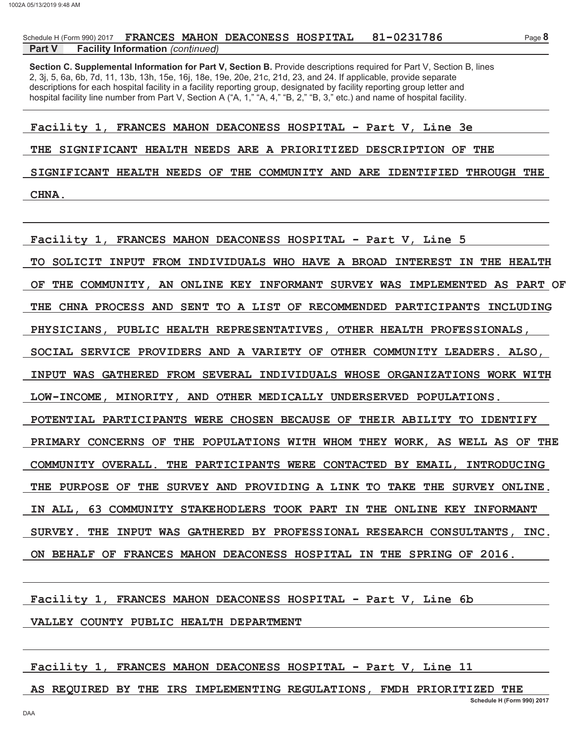Schedule H (Form 990) 2017 FRANCES MAHON DEACONESS HOSPITAL 81-0231786

**Part V Facility Information** *(continued)*

**Section C. Supplemental Information for Part V, Section B.** Provide descriptions required for Part V, Section B, lines 2, 3j, 5, 6a, 6b, 7d, 11, 13b, 13h, 15e, 16j, 18e, 19e, 20e, 21c, 21d, 23, and 24. If applicable, provide separate descriptions for each hospital facility in a facility reporting group, designated by facility reporting group letter and hospital facility line number from Part V, Section A ("A, 1," "A, 4," "B, 2," "B, 3," etc.) and name of hospital facility.

Facility 1, FRANCES MAHON DEACONESS HOSPITAL - Part V, Line 3e

THE SIGNIFICANT HEALTH NEEDS ARE A PRIORITIZED DESCRIPTION OF THE SIGNIFICANT HEALTH NEEDS OF THE COMMUNITY AND ARE IDENTIFIED THROUGH THE CHNA.

Facility 1, FRANCES MAHON DEACONESS HOSPITAL - Part V, Line 5

TO SOLICIT INPUT FROM INDIVIDUALS WHO HAVE A BROAD INTEREST IN THE HEALTH OF THE COMMUNITY, AN ONLINE KEY INFORMANT SURVEY WAS IMPLEMENTED AS PART OF THE CHNA PROCESS AND SENT TO A LIST OF RECOMMENDED PARTICIPANTS INCLUDING PHYSICIANS, PUBLIC HEALTH REPRESENTATIVES, OTHER HEALTH PROFESSIONALS, SOCIAL SERVICE PROVIDERS AND A VARIETY OF OTHER COMMUNITY LEADERS. ALSO, INPUT WAS GATHERED FROM SEVERAL INDIVIDUALS WHOSE ORGANIZATIONS WORK WITH LOW-INCOME, MINORITY, AND OTHER MEDICALLY UNDERSERVED POPULATIONS. POTENTIAL PARTICIPANTS WERE CHOSEN BECAUSE OF THEIR ABILITY TO IDENTIFY PRIMARY CONCERNS OF THE POPULATIONS WITH WHOM THEY WORK, AS WELL AS OF THE COMMUNITY OVERALL. THE PARTICIPANTS WERE CONTACTED BY EMAIL, INTRODUCING THE PURPOSE OF THE SURVEY AND PROVIDING A LINK TO TAKE THE SURVEY ONLINE. IN ALL, 63 COMMUNITY STAKEHODLERS TOOK PART IN THE ONLINE KEY INFORMANT SURVEY. THE INPUT WAS GATHERED BY PROFESSIONAL RESEARCH CONSULTANTS, INC. ON BEHALF OF FRANCES MAHON DEACONESS HOSPITAL IN THE SPRING OF 2016.

Facility 1, FRANCES MAHON DEACONESS HOSPITAL - Part V, Line 6b

VALLEY COUNTY PUBLIC HEALTH DEPARTMENT

Facility 1, FRANCES MAHON DEACONESS HOSPITAL - Part V, Line 11

AS REQUIRED BY THE IRS IMPLEMENTING REGULATIONS, FMDH PRIORITIZED THE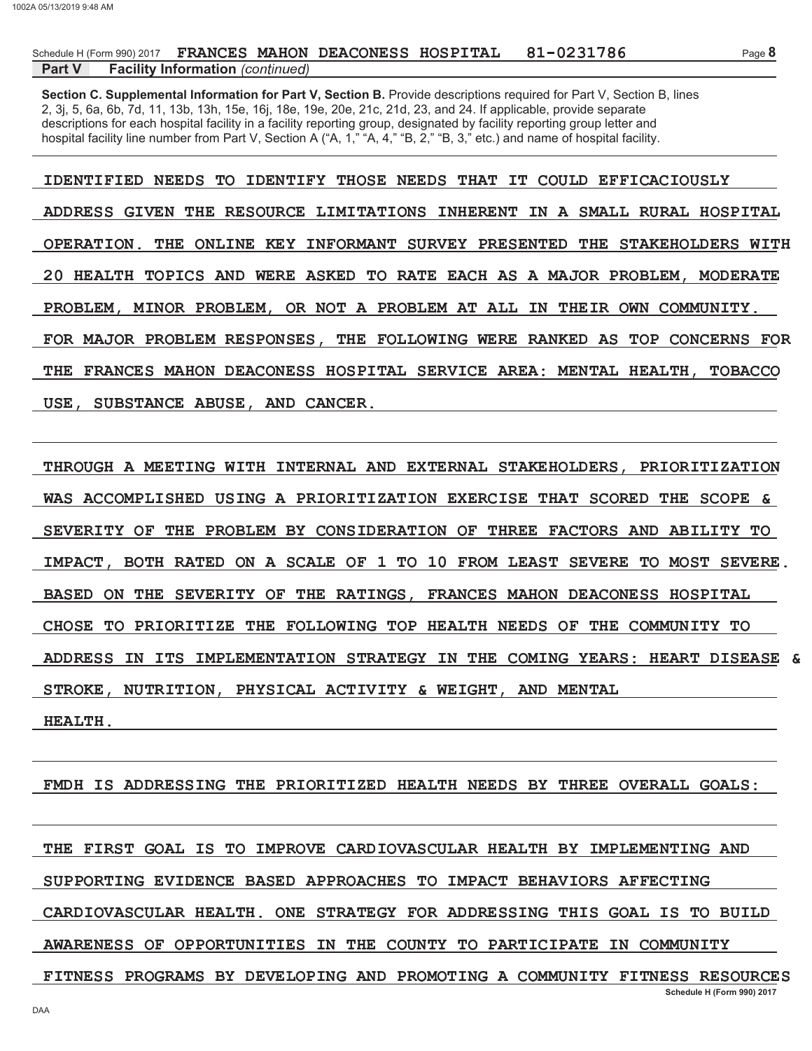Schedule H (Form 990) 2017 FRANCES MAHON DEACONESS HOSPITAL 81-0231786

**Part V Facility Information** *(continued)*

**Section C. Supplemental Information for Part V, Section B.** Provide descriptions required for Part V, Section B, lines 2, 3j, 5, 6a, 6b, 7d, 11, 13b, 13h, 15e, 16j, 18e, 19e, 20e, 21c, 21d, 23, and 24. If applicable, provide separate descriptions for each hospital facility in a facility reporting group, designated by facility reporting group letter and hospital facility line number from Part V, Section A ("A, 1," "A, 4," "B, 2," "B, 3," etc.) and name of hospital facility.

IDENTIFIED NEEDS TO IDENTIFY THOSE NEEDS THAT IT COULD EFFICACIOUSLY ADDRESS GIVEN THE RESOURCE LIMITATIONS INHERENT IN A SMALL RURAL HOSPITAL OPERATION. THE ONLINE KEY INFORMANT SURVEY PRESENTED THE STAKEHOLDERS WITH 20 HEALTH TOPICS AND WERE ASKED TO RATE EACH AS A MAJOR PROBLEM, MODERATE PROBLEM, MINOR PROBLEM, OR NOT A PROBLEM AT ALL IN THEIR OWN COMMUNITY. FOR MAJOR PROBLEM RESPONSES, THE FOLLOWING WERE RANKED AS TOP CONCERNS FOR THE FRANCES MAHON DEACONESS HOSPITAL SERVICE AREA: MENTAL HEALTH, TOBACCO USE, SUBSTANCE ABUSE, AND CANCER.

THROUGH A MEETING WITH INTERNAL AND EXTERNAL STAKEHOLDERS, PRIORITIZATION WAS ACCOMPLISHED USING A PRIORITIZATION EXERCISE THAT SCORED THE SCOPE & SEVERITY OF THE PROBLEM BY CONSIDERATION OF THREE FACTORS AND ABILITY TO IMPACT, BOTH RATED ON A SCALE OF 1 TO 10 FROM LEAST SEVERE TO MOST SEVERE. BASED ON THE SEVERITY OF THE RATINGS, FRANCES MAHON DEACONESS HOSPITAL CHOSE TO PRIORITIZE THE FOLLOWING TOP HEALTH NEEDS OF THE COMMUNITY TO ADDRESS IN ITS IMPLEMENTATION STRATEGY IN THE COMING YEARS: HEART DISEASE & STROKE, NUTRITION, PHYSICAL ACTIVITY & WEIGHT, AND MENTAL HEALTH.

FMDH IS ADDRESSING THE PRIORITIZED HEALTH NEEDS BY THREE OVERALL GOALS:

THE FIRST GOAL IS TO IMPROVE CARDIOVASCULAR HEALTH BY IMPLEMENTING AND SUPPORTING EVIDENCE BASED APPROACHES TO IMPACT BEHAVIORS AFFECTING CARDIOVASCULAR HEALTH. ONE STRATEGY FOR ADDRESSING THIS GOAL IS TO BUILD AWARENESS OF OPPORTUNITIES IN THE COUNTY TO PARTICIPATE IN COMMUNITY FITNESS PROGRAMS BY DEVELOPING AND PROMOTING A COMMUNITY FITNESS RESOURCES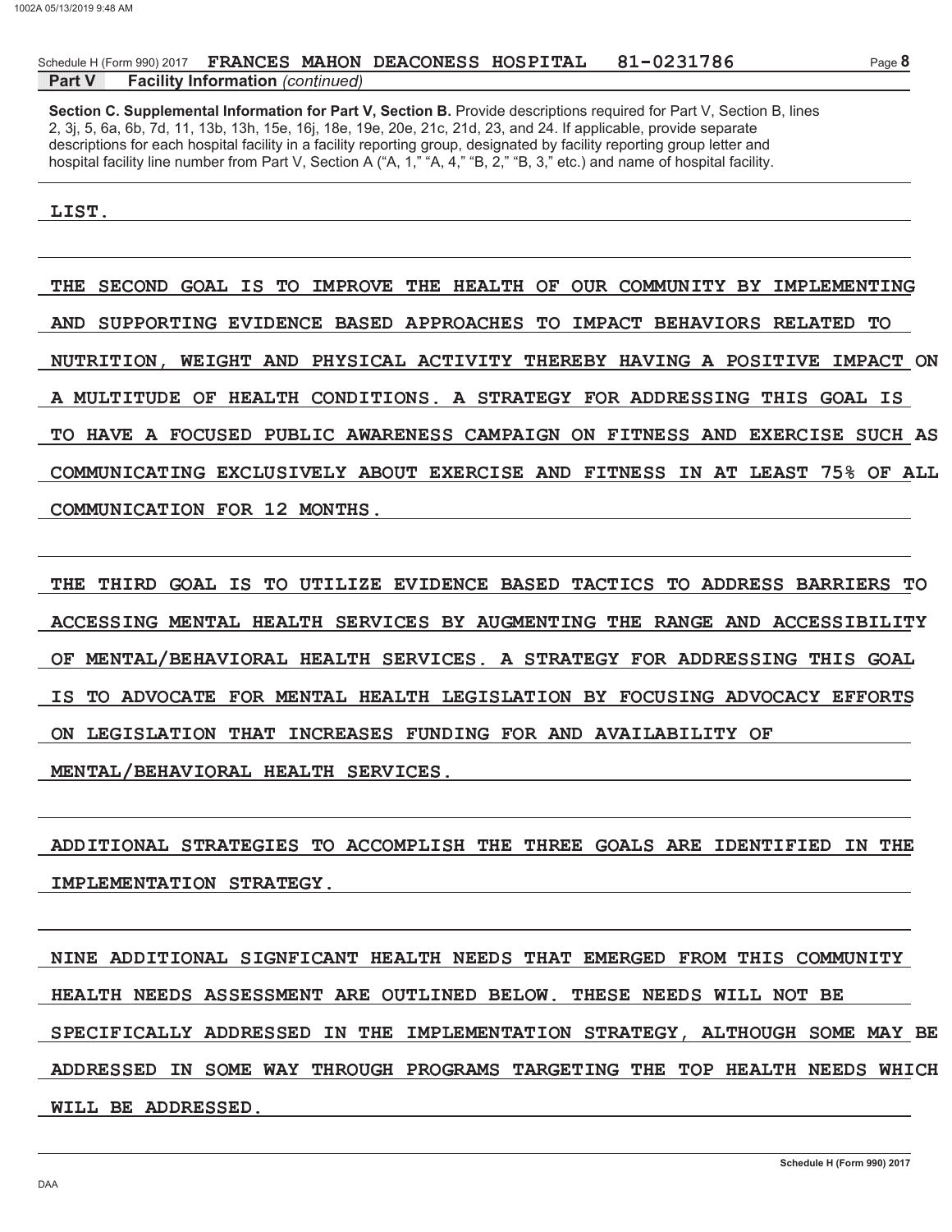Schedule H (Form 990) 2017 **FRANCES MAHON DEACONESS HOSPITAL 81-0231786**

**Part V Facility Information** *(continued)*

**Section C. Supplemental Information for Part V, Section B.** Provide descriptions required for Part V, Section B, lines 2, 3j, 5, 6a, 6b, 7d, 11, 13b, 13h, 15e, 16j, 18e, 19e, 20e, 21c, 21d, 23, and 24. If applicable, provide separate descriptions for each hospital facility in a facility reporting group, designated by facility reporting group letter and hospital facility line number from Part V, Section A ("A, 1," "A, 4," "B, 2," "B, 3," etc.) and name of hospital facility.

LIST.

THE SECOND GOAL IS TO IMPROVE THE HEALTH OF OUR COMMUNITY BY IMPLEMENTING AND SUPPORTING EVIDENCE BASED APPROACHES TO IMPACT BEHAVIORS RELATED TO NUTRITION, WEIGHT AND PHYSICAL ACTIVITY THEREBY HAVING A POSITIVE IMPACT ON A MULTITUDE OF HEALTH CONDITIONS. A STRATEGY FOR ADDRESSING THIS GOAL IS TO HAVE A FOCUSED PUBLIC AWARENESS CAMPAIGN ON FITNESS AND EXERCISE SUCH AS COMMUNICATING EXCLUSIVELY ABOUT EXERCISE AND FITNESS IN AT LEAST 75% OF ALL COMMUNICATION FOR 12 MONTHS.

THE THIRD GOAL IS TO UTILIZE EVIDENCE BASED TACTICS TO ADDRESS BARRIERS TO ACCESSING MENTAL HEALTH SERVICES BY AUGMENTING THE RANGE AND ACCESSIBILITY OF MENTAL/BEHAVIORAL HEALTH SERVICES. A STRATEGY FOR ADDRESSING THIS GOAL IS TO ADVOCATE FOR MENTAL HEALTH LEGISLATION BY FOCUSING ADVOCACY EFFORTS ON LEGISLATION THAT INCREASES FUNDING FOR AND AVAILABILITY OF MENTAL/BEHAVIORAL HEALTH SERVICES.

ADDITIONAL STRATEGIES TO ACCOMPLISH THE THREE GOALS ARE IDENTIFIED IN THE IMPLEMENTATION STRATEGY.

NINE ADDITIONAL SIGNFICANT HEALTH NEEDS THAT EMERGED FROM THIS COMMUNITY HEALTH NEEDS ASSESSMENT ARE OUTLINED BELOW. THESE NEEDS WILL NOT BE SPECIFICALLY ADDRESSED IN THE IMPLEMENTATION STRATEGY, ALTHOUGH SOME MAY BE ADDRESSED IN SOME WAY THROUGH PROGRAMS TARGETING THE TOP HEALTH NEEDS WHICH WILL BE ADDRESSED.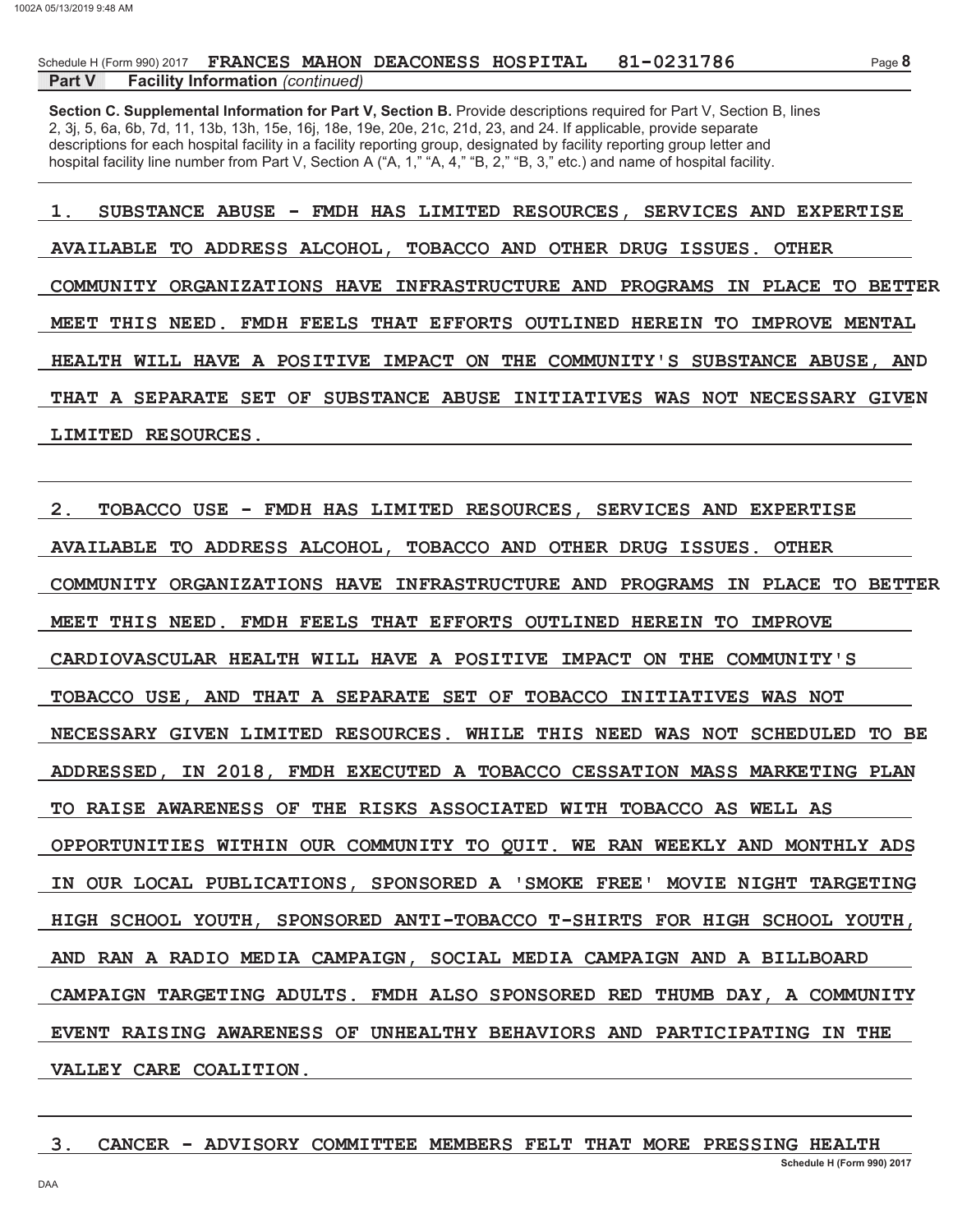Schedule H (Form 990) 2017 FRANCES MAHON DEACONESS HOSPITAL 81-0231786

**Part V Facility Information** *(continued)*

**Section C. Supplemental Information for Part V, Section B.** Provide descriptions required for Part V, Section B, lines 2, 3j, 5, 6a, 6b, 7d, 11, 13b, 13h, 15e, 16j, 18e, 19e, 20e, 21c, 21d, 23, and 24. If applicable, provide separate descriptions for each hospital facility in a facility reporting group, designated by facility reporting group letter and hospital facility line number from Part V, Section A ("A, 1," "A, 4," "B, 2," "B, 3," etc.) and name of hospital facility.

1. SUBSTANCE ABUSE - FMDH HAS LIMITED RESOURCES, SERVICES AND EXPERTISE AVAILABLE TO ADDRESS ALCOHOL, TOBACCO AND OTHER DRUG ISSUES. OTHER COMMUNITY ORGANIZATIONS HAVE INFRASTRUCTURE AND PROGRAMS IN PLACE TO BETTER MEET THIS NEED. FMDH FEELS THAT EFFORTS OUTLINED HEREIN TO IMPROVE MENTAL HEALTH WILL HAVE A POSITIVE IMPACT ON THE COMMUNITY'S SUBSTANCE ABUSE, AND THAT A SEPARATE SET OF SUBSTANCE ABUSE INITIATIVES WAS NOT NECESSARY GIVEN LIMITED RESOURCES.

2. TOBACCO USE - FMDH HAS LIMITED RESOURCES, SERVICES AND EXPERTISE AVAILABLE TO ADDRESS ALCOHOL, TOBACCO AND OTHER DRUG ISSUES. OTHER COMMUNITY ORGANIZATIONS HAVE INFRASTRUCTURE AND PROGRAMS IN PLACE TO BETTER MEET THIS NEED. FMDH FEELS THAT EFFORTS OUTLINED HEREIN TO IMPROVE CARDIOVASCULAR HEALTH WILL HAVE A POSITIVE IMPACT ON THE COMMUNITY'S TOBACCO USE, AND THAT A SEPARATE SET OF TOBACCO INITIATIVES WAS NOT NECESSARY GIVEN LIMITED RESOURCES. WHILE THIS NEED WAS NOT SCHEDULED TO BE ADDRESSED, IN 2018, FMDH EXECUTED A TOBACCO CESSATION MASS MARKETING PLAN TO RAISE AWARENESS OF THE RISKS ASSOCIATED WITH TOBACCO AS WELL AS OPPORTUNITIES WITHIN OUR COMMUNITY TO QUIT. WE RAN WEEKLY AND MONTHLY ADS IN OUR LOCAL PUBLICATIONS, SPONSORED A 'SMOKE FREE' MOVIE NIGHT TARGETING HIGH SCHOOL YOUTH, SPONSORED ANTI-TOBACCO T-SHIRTS FOR HIGH SCHOOL YOUTH, AND RAN A RADIO MEDIA CAMPAIGN, SOCIAL MEDIA CAMPAIGN AND A BILLBOARD CAMPAIGN TARGETING ADULTS. FMDH ALSO SPONSORED RED THUMB DAY, A COMMUNITY EVENT RAISING AWARENESS OF UNHEALTHY BEHAVIORS AND PARTICIPATING IN THE VALLEY CARE COALITION.

3. CANCER - ADVISORY COMMITTEE MEMBERS FELT THAT MORE PRESSING HEALTH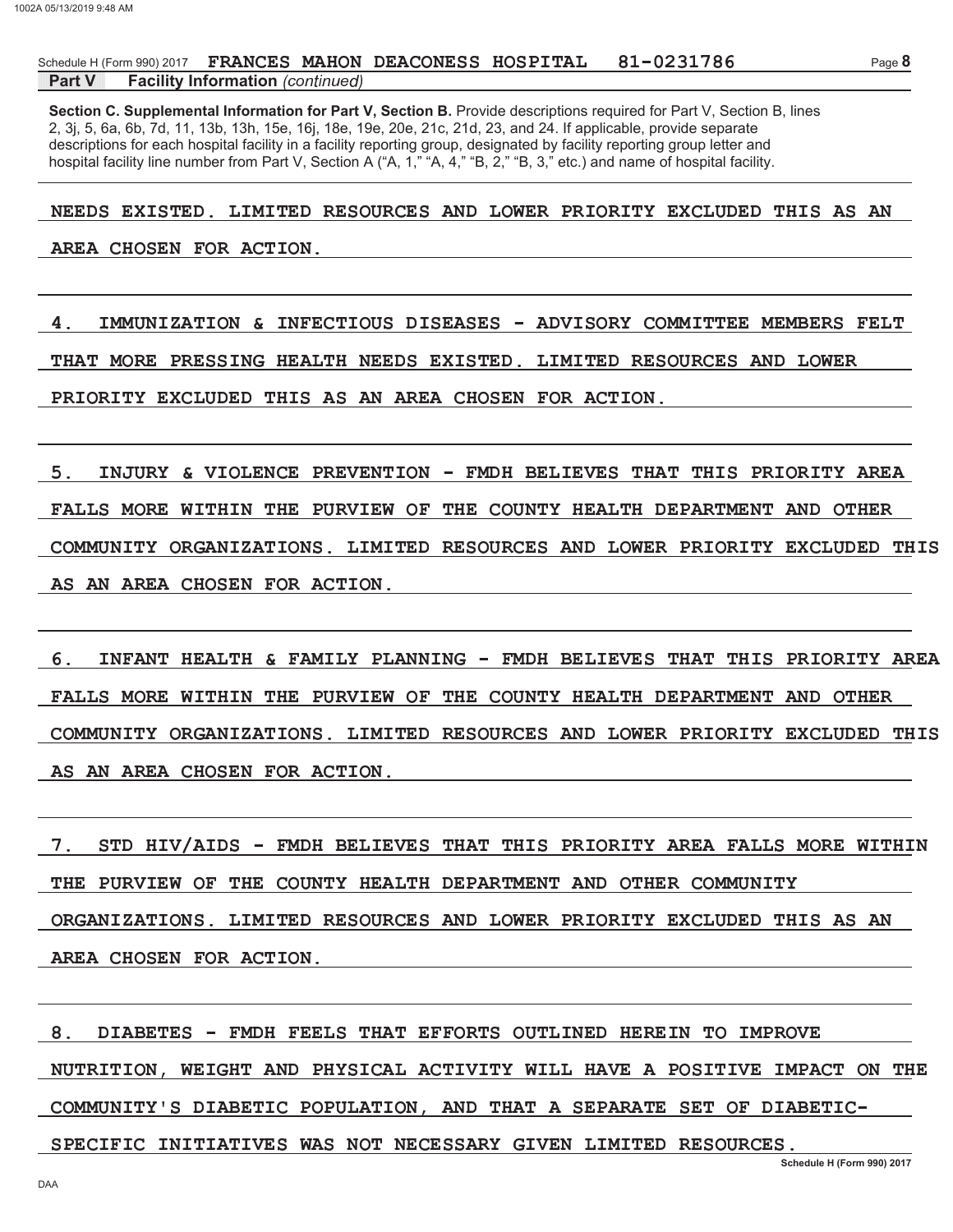Schedule H (Form 990) 2017 FRANCES MAHON DEACONESS HOSPITAL 81-0231786

**Part V Facility Information** *(continued)*

**Section C. Supplemental Information for Part V, Section B.** Provide descriptions required for Part V, Section B, lines 2, 3j, 5, 6a, 6b, 7d, 11, 13b, 13h, 15e, 16j, 18e, 19e, 20e, 21c, 21d, 23, and 24. If applicable, provide separate descriptions for each hospital facility in a facility reporting group, designated by facility reporting group letter and hospital facility line number from Part V, Section A ("A, 1," "A, 4," "B, 2," "B, 3," etc.) and name of hospital facility.

NEEDS EXISTED. LIMITED RESOURCES AND LOWER PRIORITY EXCLUDED THIS AS AN AREA CHOSEN FOR ACTION.

4. IMMUNIZATION & INFECTIOUS DISEASES - ADVISORY COMMITTEE MEMBERS FELT THAT MORE PRESSING HEALTH NEEDS EXISTED. LIMITED RESOURCES AND LOWER PRIORITY EXCLUDED THIS AS AN AREA CHOSEN FOR ACTION.

5. INJURY & VIOLENCE PREVENTION - FMDH BELIEVES THAT THIS PRIORITY AREA FALLS MORE WITHIN THE PURVIEW OF THE COUNTY HEALTH DEPARTMENT AND OTHER COMMUNITY ORGANIZATIONS. LIMITED RESOURCES AND LOWER PRIORITY EXCLUDED THIS AS AN AREA CHOSEN FOR ACTION.

6. INFANT HEALTH & FAMILY PLANNING - FMDH BELIEVES THAT THIS PRIORITY AREA FALLS MORE WITHIN THE PURVIEW OF THE COUNTY HEALTH DEPARTMENT AND OTHER COMMUNITY ORGANIZATIONS. LIMITED RESOURCES AND LOWER PRIORITY EXCLUDED THIS AS AN AREA CHOSEN FOR ACTION.

7. STD HIV/AIDS - FMDH BELIEVES THAT THIS PRIORITY AREA FALLS MORE WITHIN THE PURVIEW OF THE COUNTY HEALTH DEPARTMENT AND OTHER COMMUNITY ORGANIZATIONS. LIMITED RESOURCES AND LOWER PRIORITY EXCLUDED THIS AS AN AREA CHOSEN FOR ACTION.

8. DIABETES - FMDH FEELS THAT EFFORTS OUTLINED HEREIN TO IMPROVE NUTRITION, WEIGHT AND PHYSICAL ACTIVITY WILL HAVE A POSITIVE IMPACT ON THE COMMUNITY'S DIABETIC POPULATION, AND THAT A SEPARATE SET OF DIABETIC-SPECIFIC INITIATIVES WAS NOT NECESSARY GIVEN LIMITED RESOURCES.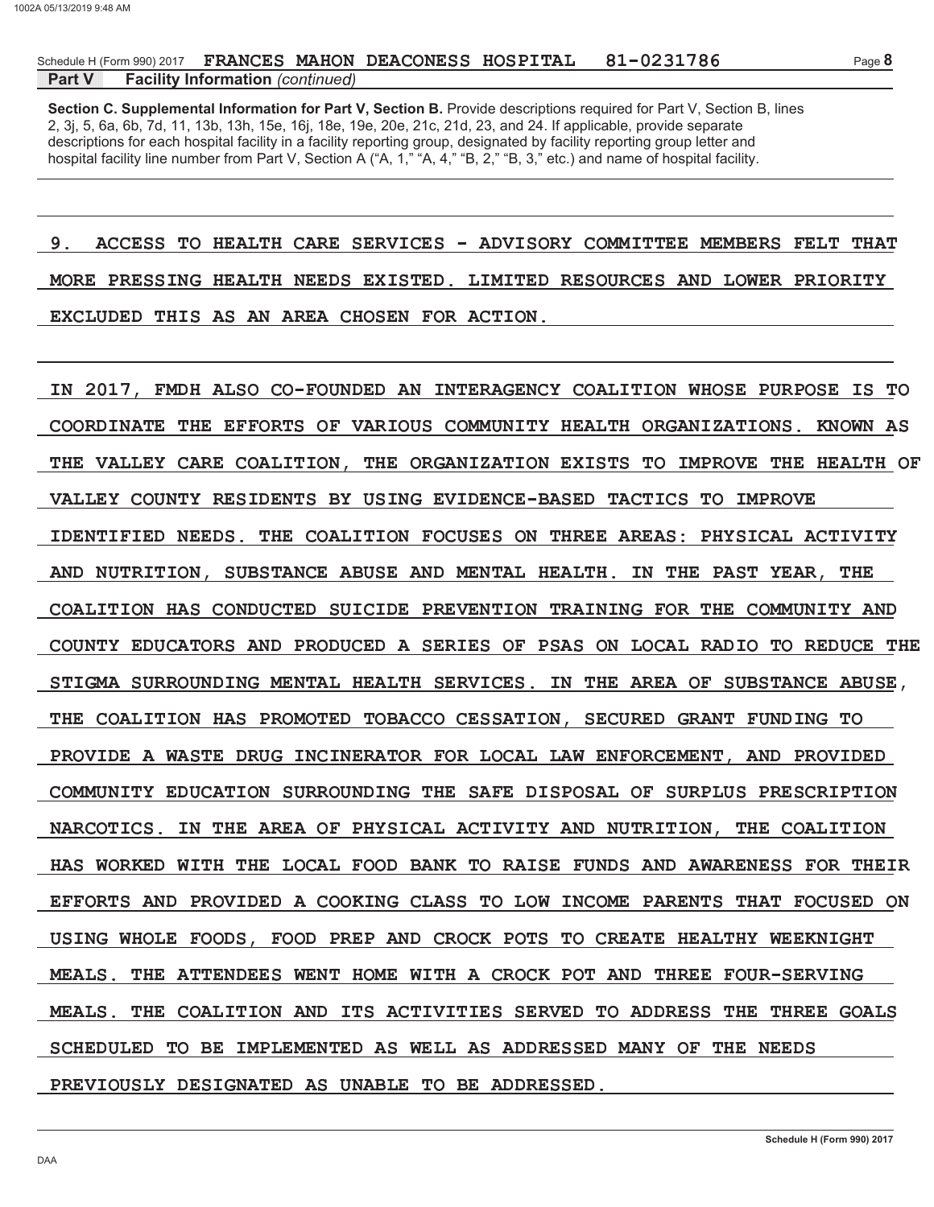Schedule H (Form 990) 2017 FRANCES MAHON DEACONESS HOSPITAL 81-0231786

**Part V Facility Information** *(continued)*

**Section C. Supplemental Information for Part V, Section B.** Provide descriptions required for Part V, Section B, lines 2, 3j, 5, 6a, 6b, 7d, 11, 13b, 13h, 15e, 16j, 18e, 19e, 20e, 21c, 21d, 23, and 24. If applicable, provide separate descriptions for each hospital facility in a facility reporting group, designated by facility reporting group letter and hospital facility line number from Part V, Section A ("A, 1," "A, 4," "B, 2," "B, 3," etc.) and name of hospital facility.

9. ACCESS TO HEALTH CARE SERVICES - ADVISORY COMMITTEE MEMBERS FELT THAT MORE PRESSING HEALTH NEEDS EXISTED. LIMITED RESOURCES AND LOWER PRIORITY EXCLUDED THIS AS AN AREA CHOSEN FOR ACTION.

IN 2017, FMDH ALSO CO-FOUNDED AN INTERAGENCY COALITION WHOSE PURPOSE IS TO COORDINATE THE EFFORTS OF VARIOUS COMMUNITY HEALTH ORGANIZATIONS. KNOWN AS THE VALLEY CARE COALITION, THE ORGANIZATION EXISTS TO IMPROVE THE HEALTH OF VALLEY COUNTY RESIDENTS BY USING EVIDENCE-BASED TACTICS TO IMPROVE IDENTIFIED NEEDS. THE COALITION FOCUSES ON THREE AREAS: PHYSICAL ACTIVITY AND NUTRITION, SUBSTANCE ABUSE AND MENTAL HEALTH. IN THE PAST YEAR, THE COALITION HAS CONDUCTED SUICIDE PREVENTION TRAINING FOR THE COMMUNITY AND COUNTY EDUCATORS AND PRODUCED A SERIES OF PSAS ON LOCAL RADIO TO REDUCE THE STIGMA SURROUNDING MENTAL HEALTH SERVICES. IN THE AREA OF SUBSTANCE ABUSE, THE COALITION HAS PROMOTED TOBACCO CESSATION, SECURED GRANT FUNDING TO PROVIDE A WASTE DRUG INCINERATOR FOR LOCAL LAW ENFORCEMENT, AND PROVIDED COMMUNITY EDUCATION SURROUNDING THE SAFE DISPOSAL OF SURPLUS PRESCRIPTION NARCOTICS. IN THE AREA OF PHYSICAL ACTIVITY AND NUTRITION, THE COALITION HAS WORKED WITH THE LOCAL FOOD BANK TO RAISE FUNDS AND AWARENESS FOR THEIR EFFORTS AND PROVIDED A COOKING CLASS TO LOW INCOME PARENTS THAT FOCUSED ON USING WHOLE FOODS, FOOD PREP AND CROCK POTS TO CREATE HEALTHY WEEKNIGHT MEALS. THE ATTENDEES WENT HOME WITH A CROCK POT AND THREE FOUR-SERVING MEALS. THE COALITION AND ITS ACTIVITIES SERVED TO ADDRESS THE THREE GOALS SCHEDULED TO BE IMPLEMENTED AS WELL AS ADDRESSED MANY OF THE NEEDS PREVIOUSLY DESIGNATED AS UNABLE TO BE ADDRESSED.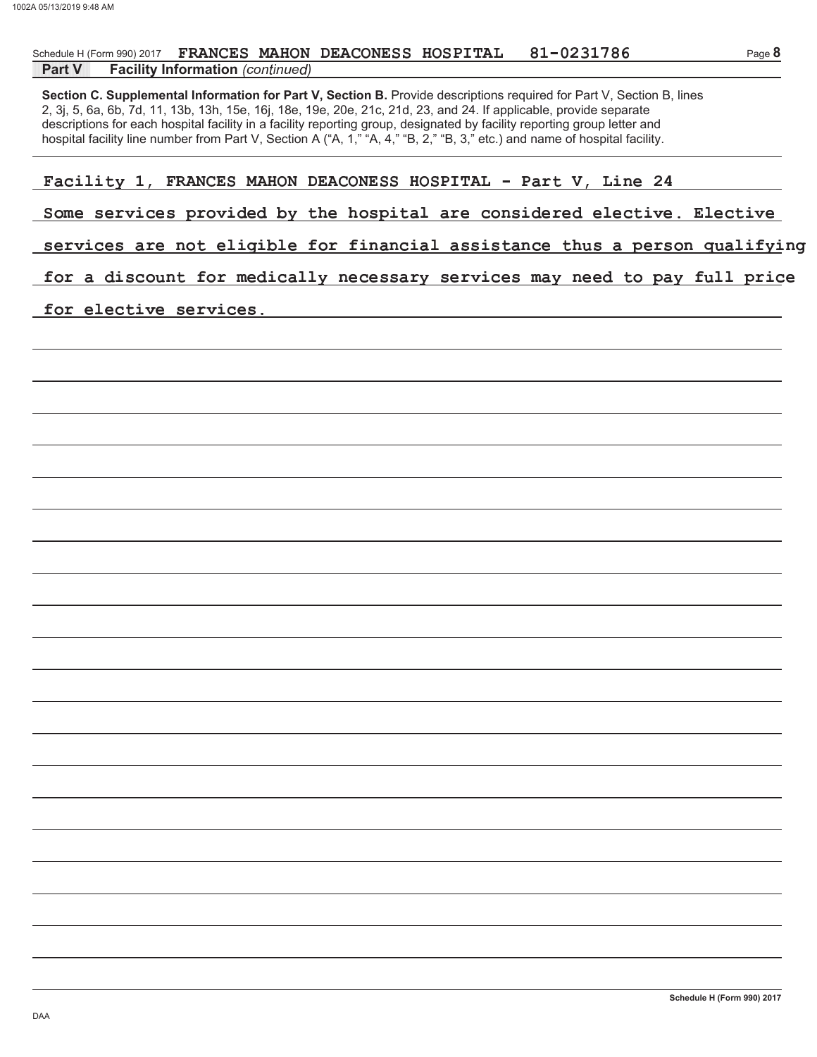Schedule H (Form 990) 2017 **FRANCES MAHON DEACONESS HOSPITAL 81-0231786** Page **8**

**Part V Facility Information** *(continued)*

**Section C. Supplemental Information for Part V, Section B.** Provide descriptions required for Part V, Section B, lines 2, 3j, 5, 6a, 6b, 7d, 11, 13b, 13h, 15e, 16j, 18e, 19e, 20e, 21c, 21d, 23, and 24. If applicable, provide separate descriptions for each hospital facility in a facility reporting group, designated by facility reporting group letter and hospital facility line number from Part V, Section A ("A, 1," "A, 4," "B, 2," "B, 3," etc.) and name of hospital facility.

Facility 1, FRANCES MAHON DEACONESS HOSPITAL - Part V, Line 24

Some services provided by the hospital are considered elective. Elective services are not eligible for financial assistance thus a person qualifying for a discount for medically necessary services may need to pay full price for elective services.

**Schedule H (Form 990) 2017**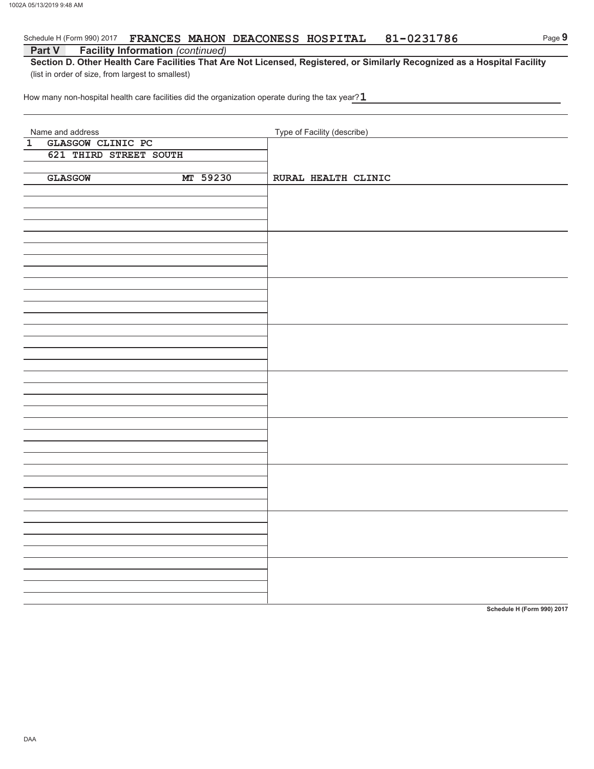Schedule H (Form 990) 2017 **FRANCES MAHON DEACONESS HOSPITAL 81-0231786**

**Part V Facility Information** *(continued)*

**Section D. Other Health Care Facilities That Are Not Licensed, Registered, or Similarly Recognized as a Hospital Facility**

(list in order of size, from largest to smallest)

How many non-hospital health care facilities did the organization operate during the tax year? **1**

| Name and address | Type of Facility (describe) |
|---|---|
| 1 GLASGOW CLINIC PC<br>621 THIRD STREET SOUTH<br>GLASGOW MT 59230 | RURAL HEALTH CLINIC |

**Schedule H (Form 990) 2017**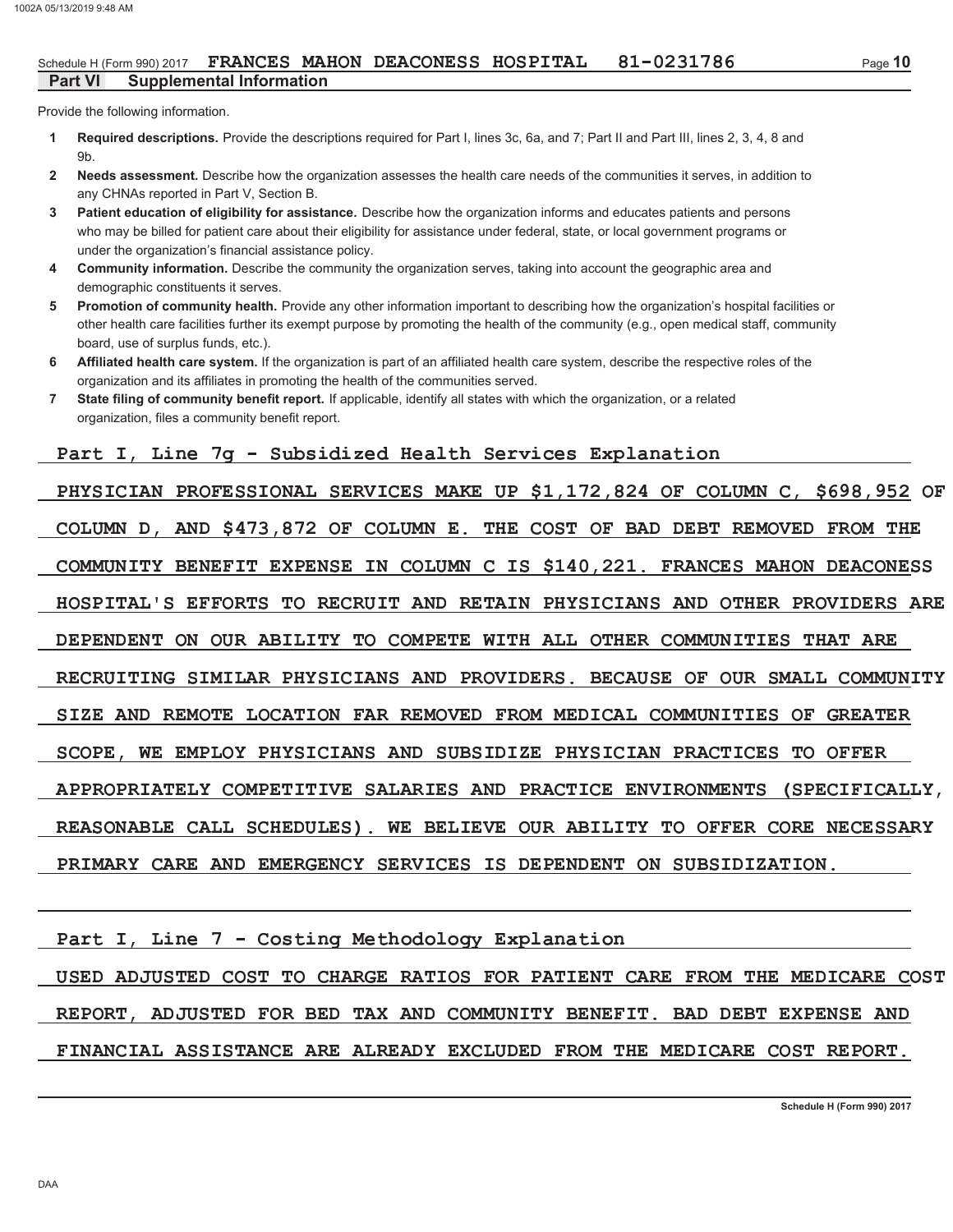Schedule H (Form 990) 2017 FRANCES MAHON DEACONESS HOSPITAL 81-0231786

## Part VI Supplemental Information

Provide the following information.

1. **Required descriptions.** Provide the descriptions required for Part I, lines 3c, 6a, and 7; Part II and Part III, lines 2, 3, 4, 8 and 9b.
2. **Needs assessment.** Describe how the organization assesses the health care needs of the communities it serves, in addition to any CHNAs reported in Part V, Section B.
3. **Patient education of eligibility for assistance.** Describe how the organization informs and educates patients and persons who may be billed for patient care about their eligibility for assistance under federal, state, or local government programs or under the organization's financial assistance policy.
4. **Community information.** Describe the community the organization serves, taking into account the geographic area and demographic constituents it serves.
5. **Promotion of community health.** Provide any other information important to describing how the organization's hospital facilities or other health care facilities further its exempt purpose by promoting the health of the community (e.g., open medical staff, community board, use of surplus funds, etc.).
6. **Affiliated health care system.** If the organization is part of an affiliated health care system, describe the respective roles of the organization and its affiliates in promoting the health of the communities served.
7. **State filing of community benefit report.** If applicable, identify all states with which the organization, or a related organization, files a community benefit report.

Part I, Line 7g - Subsidized Health Services Explanation

PHYSICIAN PROFESSIONAL SERVICES MAKE UP $1,172,824 OF COLUMN C, $698,952 OF COLUMN D, AND $473,872 OF COLUMN E. THE COST OF BAD DEBT REMOVED FROM THE COMMUNITY BENEFIT EXPENSE IN COLUMN C IS $140,221. FRANCES MAHON DEACONESS HOSPITAL'S EFFORTS TO RECRUIT AND RETAIN PHYSICIANS AND OTHER PROVIDERS ARE DEPENDENT ON OUR ABILITY TO COMPETE WITH ALL OTHER COMMUNITIES THAT ARE RECRUITING SIMILAR PHYSICIANS AND PROVIDERS. BECAUSE OF OUR SMALL COMMUNITY SIZE AND REMOTE LOCATION FAR REMOVED FROM MEDICAL COMMUNITIES OF GREATER SCOPE, WE EMPLOY PHYSICIANS AND SUBSIDIZE PHYSICIAN PRACTICES TO OFFER APPROPRIATELY COMPETITIVE SALARIES AND PRACTICE ENVIRONMENTS (SPECIFICALLY, REASONABLE CALL SCHEDULES). WE BELIEVE OUR ABILITY TO OFFER CORE NECESSARY PRIMARY CARE AND EMERGENCY SERVICES IS DEPENDENT ON SUBSIDIZATION.

Part I, Line 7 - Costing Methodology Explanation

USED ADJUSTED COST TO CHARGE RATIOS FOR PATIENT CARE FROM THE MEDICARE COST REPORT, ADJUSTED FOR BED TAX AND COMMUNITY BENEFIT. BAD DEBT EXPENSE AND FINANCIAL ASSISTANCE ARE ALREADY EXCLUDED FROM THE MEDICARE COST REPORT.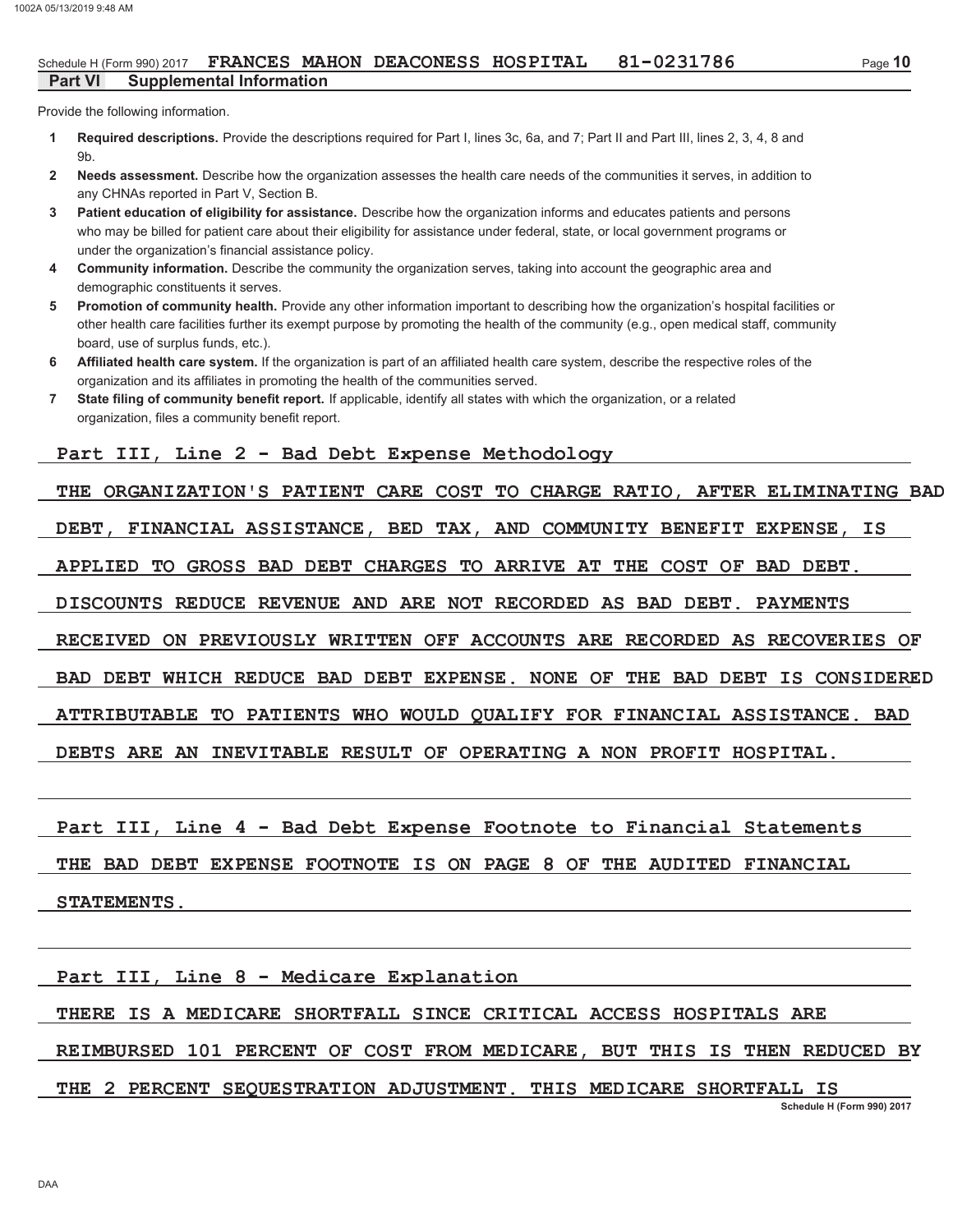Schedule H (Form 990) 2017 FRANCES MAHON DEACONESS HOSPITAL 81-0231786

## Part VI Supplemental Information

Provide the following information.

1. **Required descriptions.** Provide the descriptions required for Part I, lines 3c, 6a, and 7; Part II and Part III, lines 2, 3, 4, 8 and 9b.
2. **Needs assessment.** Describe how the organization assesses the health care needs of the communities it serves, in addition to any CHNAs reported in Part V, Section B.
3. **Patient education of eligibility for assistance.** Describe how the organization informs and educates patients and persons who may be billed for patient care about their eligibility for assistance under federal, state, or local government programs or under the organization's financial assistance policy.
4. **Community information.** Describe the community the organization serves, taking into account the geographic area and demographic constituents it serves.
5. **Promotion of community health.** Provide any other information important to describing how the organization's hospital facilities or other health care facilities further its exempt purpose by promoting the health of the community (e.g., open medical staff, community board, use of surplus funds, etc.).
6. **Affiliated health care system.** If the organization is part of an affiliated health care system, describe the respective roles of the organization and its affiliates in promoting the health of the communities served.
7. **State filing of community benefit report.** If applicable, identify all states with which the organization, or a related organization, files a community benefit report.

Part III, Line 2 - Bad Debt Expense Methodology

THE ORGANIZATION'S PATIENT CARE COST TO CHARGE RATIO, AFTER ELIMINATING BAD DEBT, FINANCIAL ASSISTANCE, BED TAX, AND COMMUNITY BENEFIT EXPENSE, IS APPLIED TO GROSS BAD DEBT CHARGES TO ARRIVE AT THE COST OF BAD DEBT. DISCOUNTS REDUCE REVENUE AND ARE NOT RECORDED AS BAD DEBT. PAYMENTS RECEIVED ON PREVIOUSLY WRITTEN OFF ACCOUNTS ARE RECORDED AS RECOVERIES OF BAD DEBT WHICH REDUCE BAD DEBT EXPENSE. NONE OF THE BAD DEBT IS CONSIDERED ATTRIBUTABLE TO PATIENTS WHO WOULD QUALIFY FOR FINANCIAL ASSISTANCE. BAD DEBTS ARE AN INEVITABLE RESULT OF OPERATING A NON PROFIT HOSPITAL.

Part III, Line 4 - Bad Debt Expense Footnote to Financial Statements

THE BAD DEBT EXPENSE FOOTNOTE IS ON PAGE 8 OF THE AUDITED FINANCIAL STATEMENTS.

Part III, Line 8 - Medicare Explanation

THERE IS A MEDICARE SHORTFALL SINCE CRITICAL ACCESS HOSPITALS ARE REIMBURSED 101 PERCENT OF COST FROM MEDICARE, BUT THIS IS THEN REDUCED BY THE 2 PERCENT SEQUESTRATION ADJUSTMENT. THIS MEDICARE SHORTFALL IS

Schedule H (Form 990) 2017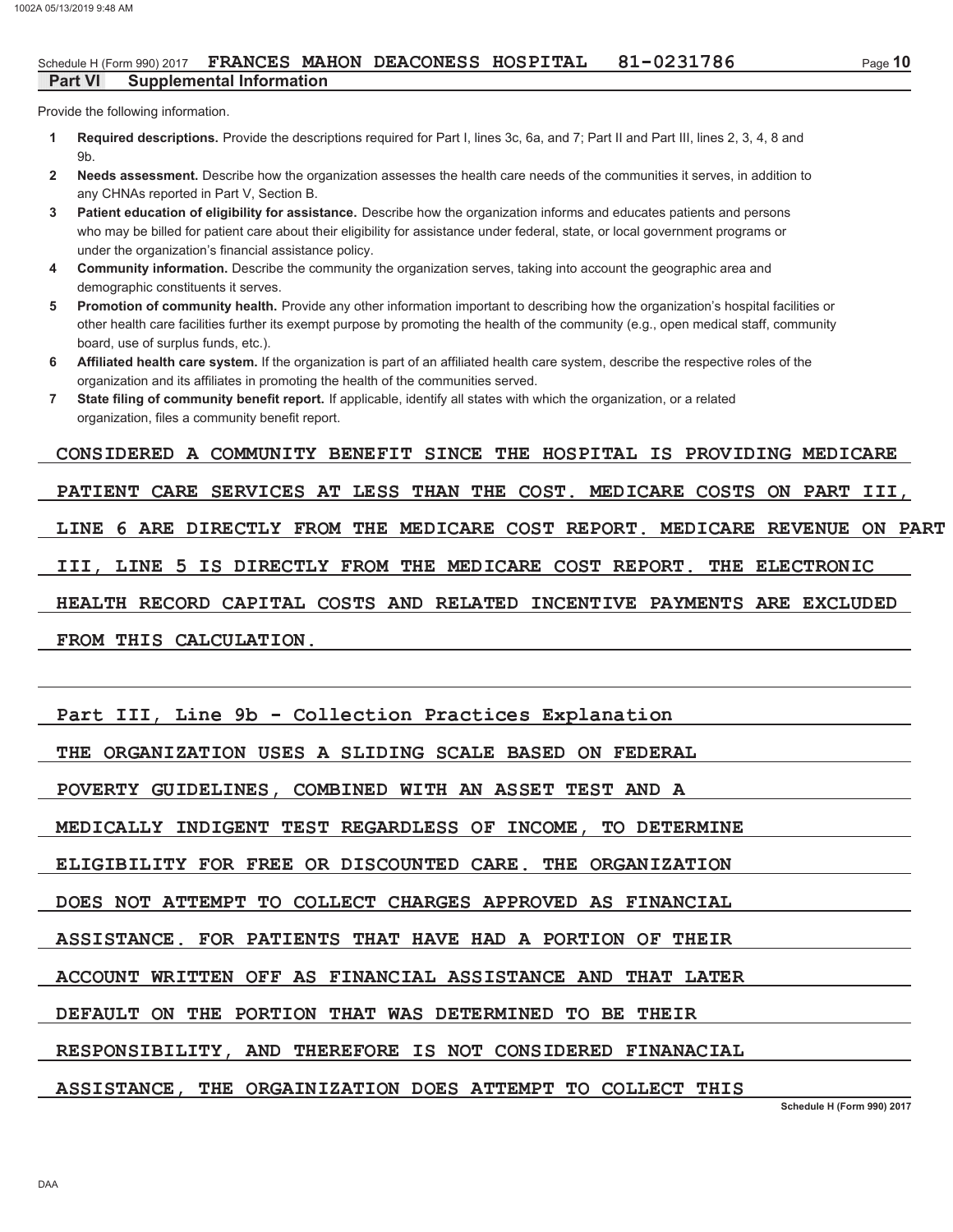Schedule H (Form 990) 2017 **FRANCES MAHON DEACONESS HOSPITAL 81-0231786**

## Part VI Supplemental Information

Provide the following information.

1. **Required descriptions.** Provide the descriptions required for Part I, lines 3c, 6a, and 7; Part II and Part III, lines 2, 3, 4, 8 and 9b.
2. **Needs assessment.** Describe how the organization assesses the health care needs of the communities it serves, in addition to any CHNAs reported in Part V, Section B.
3. **Patient education of eligibility for assistance.** Describe how the organization informs and educates patients and persons who may be billed for patient care about their eligibility for assistance under federal, state, or local government programs or under the organization's financial assistance policy.
4. **Community information.** Describe the community the organization serves, taking into account the geographic area and demographic constituents it serves.
5. **Promotion of community health.** Provide any other information important to describing how the organization's hospital facilities or other health care facilities further its exempt purpose by promoting the health of the community (e.g., open medical staff, community board, use of surplus funds, etc.).
6. **Affiliated health care system.** If the organization is part of an affiliated health care system, describe the respective roles of the organization and its affiliates in promoting the health of the communities served.
7. **State filing of community benefit report.** If applicable, identify all states with which the organization, or a related organization, files a community benefit report.

CONSIDERED A COMMUNITY BENEFIT SINCE THE HOSPITAL IS PROVIDING MEDICARE PATIENT CARE SERVICES AT LESS THAN THE COST. MEDICARE COSTS ON PART III, LINE 6 ARE DIRECTLY FROM THE MEDICARE COST REPORT. MEDICARE REVENUE ON PART III, LINE 5 IS DIRECTLY FROM THE MEDICARE COST REPORT. THE ELECTRONIC HEALTH RECORD CAPITAL COSTS AND RELATED INCENTIVE PAYMENTS ARE EXCLUDED FROM THIS CALCULATION.

Part III, Line 9b - Collection Practices Explanation

THE ORGANIZATION USES A SLIDING SCALE BASED ON FEDERAL POVERTY GUIDELINES, COMBINED WITH AN ASSET TEST AND A MEDICALLY INDIGENT TEST REGARDLESS OF INCOME, TO DETERMINE ELIGIBILITY FOR FREE OR DISCOUNTED CARE. THE ORGANIZATION DOES NOT ATTEMPT TO COLLECT CHARGES APPROVED AS FINANCIAL ASSISTANCE. FOR PATIENTS THAT HAVE HAD A PORTION OF THEIR ACCOUNT WRITTEN OFF AS FINANCIAL ASSISTANCE AND THAT LATER DEFAULT ON THE PORTION THAT WAS DETERMINED TO BE THEIR RESPONSIBILITY, AND THEREFORE IS NOT CONSIDERED FINANACIAL ASSISTANCE, THE ORGAINIZATION DOES ATTEMPT TO COLLECT THIS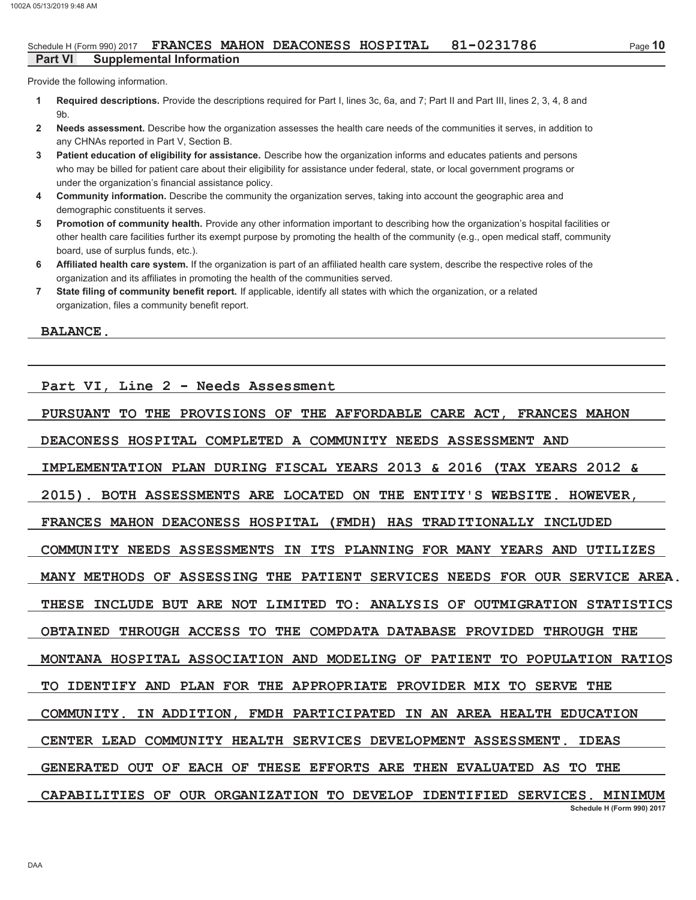## Part VI Supplemental Information

Provide the following information.

1. **Required descriptions.** Provide the descriptions required for Part I, lines 3c, 6a, and 7; Part II and Part III, lines 2, 3, 4, 8 and 9b.
2. **Needs assessment.** Describe how the organization assesses the health care needs of the communities it serves, in addition to any CHNAs reported in Part V, Section B.
3. **Patient education of eligibility for assistance.** Describe how the organization informs and educates patients and persons who may be billed for patient care about their eligibility for assistance under federal, state, or local government programs or under the organization's financial assistance policy.
4. **Community information.** Describe the community the organization serves, taking into account the geographic area and demographic constituents it serves.
5. **Promotion of community health.** Provide any other information important to describing how the organization's hospital facilities or other health care facilities further its exempt purpose by promoting the health of the community (e.g., open medical staff, community board, use of surplus funds, etc.).
6. **Affiliated health care system.** If the organization is part of an affiliated health care system, describe the respective roles of the organization and its affiliates in promoting the health of the communities served.
7. **State filing of community benefit report.** If applicable, identify all states with which the organization, or a related organization, files a community benefit report.

BALANCE.

Part VI, Line 2 - Needs Assessment

PURSUANT TO THE PROVISIONS OF THE AFFORDABLE CARE ACT, FRANCES MAHON DEACONESS HOSPITAL COMPLETED A COMMUNITY NEEDS ASSESSMENT AND IMPLEMENTATION PLAN DURING FISCAL YEARS 2013 & 2016 (TAX YEARS 2012 & 2015). BOTH ASSESSMENTS ARE LOCATED ON THE ENTITY'S WEBSITE. HOWEVER, FRANCES MAHON DEACONESS HOSPITAL (FMDH) HAS TRADITIONALLY INCLUDED COMMUNITY NEEDS ASSESSMENTS IN ITS PLANNING FOR MANY YEARS AND UTILIZES MANY METHODS OF ASSESSING THE PATIENT SERVICES NEEDS FOR OUR SERVICE AREA. THESE INCLUDE BUT ARE NOT LIMITED TO: ANALYSIS OF OUTMIGRATION STATISTICS OBTAINED THROUGH ACCESS TO THE COMPDATA DATABASE PROVIDED THROUGH THE MONTANA HOSPITAL ASSOCIATION AND MODELING OF PATIENT TO POPULATION RATIOS TO IDENTIFY AND PLAN FOR THE APPROPRIATE PROVIDER MIX TO SERVE THE COMMUNITY. IN ADDITION, FMDH PARTICIPATED IN AN AREA HEALTH EDUCATION CENTER LEAD COMMUNITY HEALTH SERVICES DEVELOPMENT ASSESSMENT. IDEAS GENERATED OUT OF EACH OF THESE EFFORTS ARE THEN EVALUATED AS TO THE CAPABILITIES OF OUR ORGANIZATION TO DEVELOP IDENTIFIED SERVICES. MINIMUM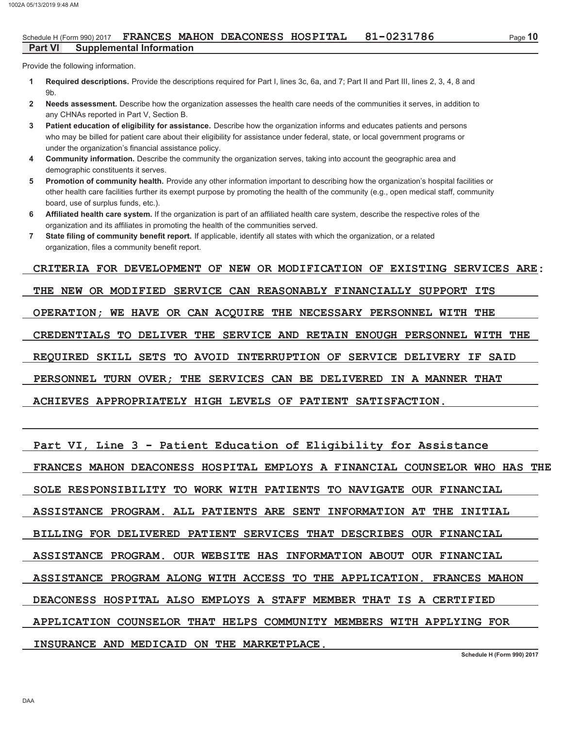Schedule H (Form 990) 2017 **FRANCES MAHON DEACONESS HOSPITAL 81-0231786** Page **10**

## Part VI Supplemental Information

Provide the following information.

1. **Required descriptions.** Provide the descriptions required for Part I, lines 3c, 6a, and 7; Part II and Part III, lines 2, 3, 4, 8 and 9b.
2. **Needs assessment.** Describe how the organization assesses the health care needs of the communities it serves, in addition to any CHNAs reported in Part V, Section B.
3. **Patient education of eligibility for assistance.** Describe how the organization informs and educates patients and persons who may be billed for patient care about their eligibility for assistance under federal, state, or local government programs or under the organization's financial assistance policy.
4. **Community information.** Describe the community the organization serves, taking into account the geographic area and demographic constituents it serves.
5. **Promotion of community health.** Provide any other information important to describing how the organization's hospital facilities or other health care facilities further its exempt purpose by promoting the health of the community (e.g., open medical staff, community board, use of surplus funds, etc.).
6. **Affiliated health care system.** If the organization is part of an affiliated health care system, describe the respective roles of the organization and its affiliates in promoting the health of the communities served.
7. **State filing of community benefit report.** If applicable, identify all states with which the organization, or a related organization, files a community benefit report.

CRITERIA FOR DEVELOPMENT OF NEW OR MODIFICATION OF EXISTING SERVICES ARE: THE NEW OR MODIFIED SERVICE CAN REASONABLY FINANCIALLY SUPPORT ITS OPERATION; WE HAVE OR CAN ACQUIRE THE NECESSARY PERSONNEL WITH THE CREDENTIALS TO DELIVER THE SERVICE AND RETAIN ENOUGH PERSONNEL WITH THE REQUIRED SKILL SETS TO AVOID INTERRUPTION OF SERVICE DELIVERY IF SAID PERSONNEL TURN OVER; THE SERVICES CAN BE DELIVERED IN A MANNER THAT ACHIEVES APPROPRIATELY HIGH LEVELS OF PATIENT SATISFACTION.

Part VI, Line 3 - Patient Education of Eligibility for Assistance

FRANCES MAHON DEACONESS HOSPITAL EMPLOYS A FINANCIAL COUNSELOR WHO HAS THE SOLE RESPONSIBILITY TO WORK WITH PATIENTS TO NAVIGATE OUR FINANCIAL ASSISTANCE PROGRAM. ALL PATIENTS ARE SENT INFORMATION AT THE INITIAL BILLING FOR DELIVERED PATIENT SERVICES THAT DESCRIBES OUR FINANCIAL ASSISTANCE PROGRAM. OUR WEBSITE HAS INFORMATION ABOUT OUR FINANCIAL ASSISTANCE PROGRAM ALONG WITH ACCESS TO THE APPLICATION. FRANCES MAHON DEACONESS HOSPITAL ALSO EMPLOYS A STAFF MEMBER THAT IS A CERTIFIED APPLICATION COUNSELOR THAT HELPS COMMUNITY MEMBERS WITH APPLYING FOR INSURANCE AND MEDICAID ON THE MARKETPLACE.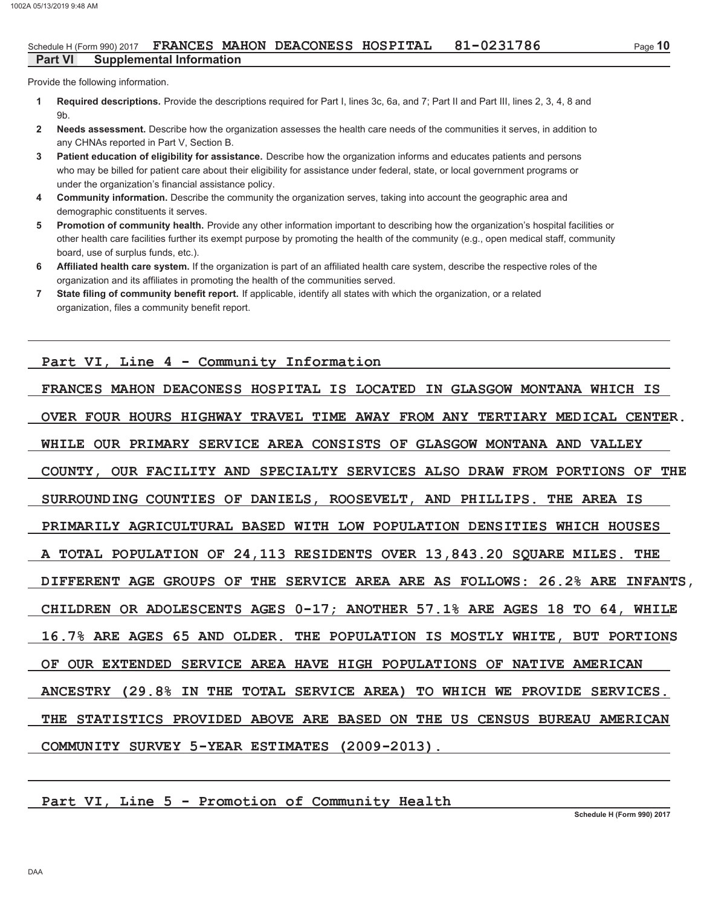Schedule H (Form 990) 2017 FRANCES MAHON DEACONESS HOSPITAL 81-0231786

## Part VI Supplemental Information

Provide the following information.

1. **Required descriptions.** Provide the descriptions required for Part I, lines 3c, 6a, and 7; Part II and Part III, lines 2, 3, 4, 8 and 9b.
2. **Needs assessment.** Describe how the organization assesses the health care needs of the communities it serves, in addition to any CHNAs reported in Part V, Section B.
3. **Patient education of eligibility for assistance.** Describe how the organization informs and educates patients and persons who may be billed for patient care about their eligibility for assistance under federal, state, or local government programs or under the organization's financial assistance policy.
4. **Community information.** Describe the community the organization serves, taking into account the geographic area and demographic constituents it serves.
5. **Promotion of community health.** Provide any other information important to describing how the organization's hospital facilities or other health care facilities further its exempt purpose by promoting the health of the community (e.g., open medical staff, community board, use of surplus funds, etc.).
6. **Affiliated health care system.** If the organization is part of an affiliated health care system, describe the respective roles of the organization and its affiliates in promoting the health of the communities served.
7. **State filing of community benefit report.** If applicable, identify all states with which the organization, or a related organization, files a community benefit report.

Part VI, Line 4 - Community Information

FRANCES MAHON DEACONESS HOSPITAL IS LOCATED IN GLASGOW MONTANA WHICH IS OVER FOUR HOURS HIGHWAY TRAVEL TIME AWAY FROM ANY TERTIARY MEDICAL CENTER. WHILE OUR PRIMARY SERVICE AREA CONSISTS OF GLASGOW MONTANA AND VALLEY COUNTY, OUR FACILITY AND SPECIALTY SERVICES ALSO DRAW FROM PORTIONS OF THE SURROUNDING COUNTIES OF DANIELS, ROOSEVELT, AND PHILLIPS. THE AREA IS PRIMARILY AGRICULTURAL BASED WITH LOW POPULATION DENSITIES WHICH HOUSES A TOTAL POPULATION OF 24,113 RESIDENTS OVER 13,843.20 SQUARE MILES. THE DIFFERENT AGE GROUPS OF THE SERVICE AREA ARE AS FOLLOWS: 26.2% ARE INFANTS, CHILDREN OR ADOLESCENTS AGES 0-17; ANOTHER 57.1% ARE AGES 18 TO 64, WHILE 16.7% ARE AGES 65 AND OLDER. THE POPULATION IS MOSTLY WHITE, BUT PORTIONS OF OUR EXTENDED SERVICE AREA HAVE HIGH POPULATIONS OF NATIVE AMERICAN ANCESTRY (29.8% IN THE TOTAL SERVICE AREA) TO WHICH WE PROVIDE SERVICES. THE STATISTICS PROVIDED ABOVE ARE BASED ON THE US CENSUS BUREAU AMERICAN COMMUNITY SURVEY 5-YEAR ESTIMATES (2009-2013).

Part VI, Line 5 - Promotion of Community Health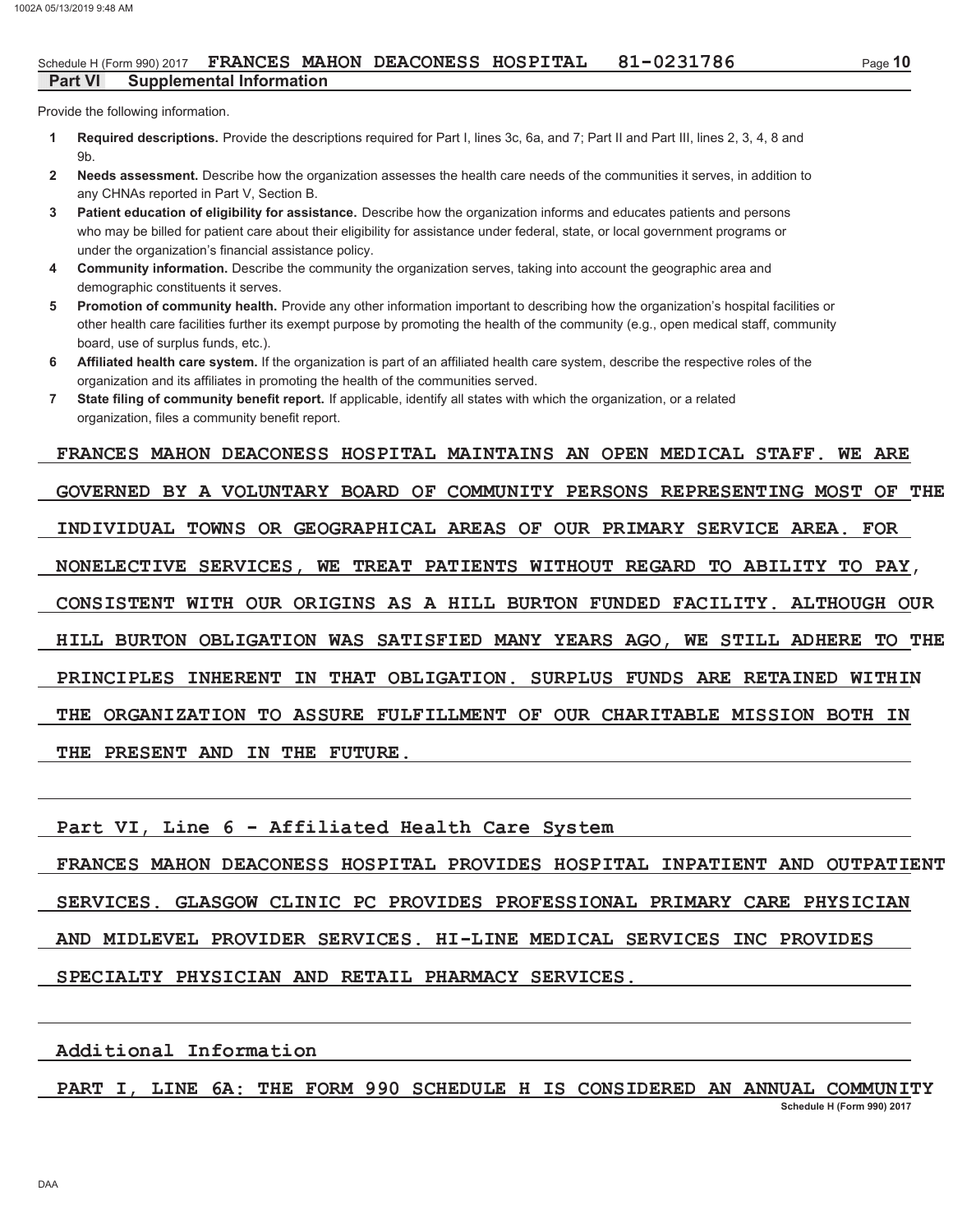Schedule H (Form 990) 2017 **FRANCES MAHON DEACONESS HOSPITAL 81-0231786**

**Part VI Supplemental Information**

Provide the following information.

1. **Required descriptions.** Provide the descriptions required for Part I, lines 3c, 6a, and 7; Part II and Part III, lines 2, 3, 4, 8 and 9b.
2. **Needs assessment.** Describe how the organization assesses the health care needs of the communities it serves, in addition to any CHNAs reported in Part V, Section B.
3. **Patient education of eligibility for assistance.** Describe how the organization informs and educates patients and persons who may be billed for patient care about their eligibility for assistance under federal, state, or local government programs or under the organization's financial assistance policy.
4. **Community information.** Describe the community the organization serves, taking into account the geographic area and demographic constituents it serves.
5. **Promotion of community health.** Provide any other information important to describing how the organization's hospital facilities or other health care facilities further its exempt purpose by promoting the health of the community (e.g., open medical staff, community board, use of surplus funds, etc.).
6. **Affiliated health care system.** If the organization is part of an affiliated health care system, describe the respective roles of the organization and its affiliates in promoting the health of the communities served.
7. **State filing of community benefit report.** If applicable, identify all states with which the organization, or a related organization, files a community benefit report.

FRANCES MAHON DEACONESS HOSPITAL MAINTAINS AN OPEN MEDICAL STAFF. WE ARE GOVERNED BY A VOLUNTARY BOARD OF COMMUNITY PERSONS REPRESENTING MOST OF THE INDIVIDUAL TOWNS OR GEOGRAPHICAL AREAS OF OUR PRIMARY SERVICE AREA. FOR NONELECTIVE SERVICES, WE TREAT PATIENTS WITHOUT REGARD TO ABILITY TO PAY, CONSISTENT WITH OUR ORIGINS AS A HILL BURTON FUNDED FACILITY. ALTHOUGH OUR HILL BURTON OBLIGATION WAS SATISFIED MANY YEARS AGO, WE STILL ADHERE TO THE PRINCIPLES INHERENT IN THAT OBLIGATION. SURPLUS FUNDS ARE RETAINED WITHIN THE ORGANIZATION TO ASSURE FULFILLMENT OF OUR CHARITABLE MISSION BOTH IN THE PRESENT AND IN THE FUTURE.

Part VI, Line 6 - Affiliated Health Care System

FRANCES MAHON DEACONESS HOSPITAL PROVIDES HOSPITAL INPATIENT AND OUTPATIENT SERVICES. GLASGOW CLINIC PC PROVIDES PROFESSIONAL PRIMARY CARE PHYSICIAN AND MIDLEVEL PROVIDER SERVICES. HI-LINE MEDICAL SERVICES INC PROVIDES SPECIALTY PHYSICIAN AND RETAIL PHARMACY SERVICES.

Additional Information

PART I, LINE 6A: THE FORM 990 SCHEDULE H IS CONSIDERED AN ANNUAL COMMUNITY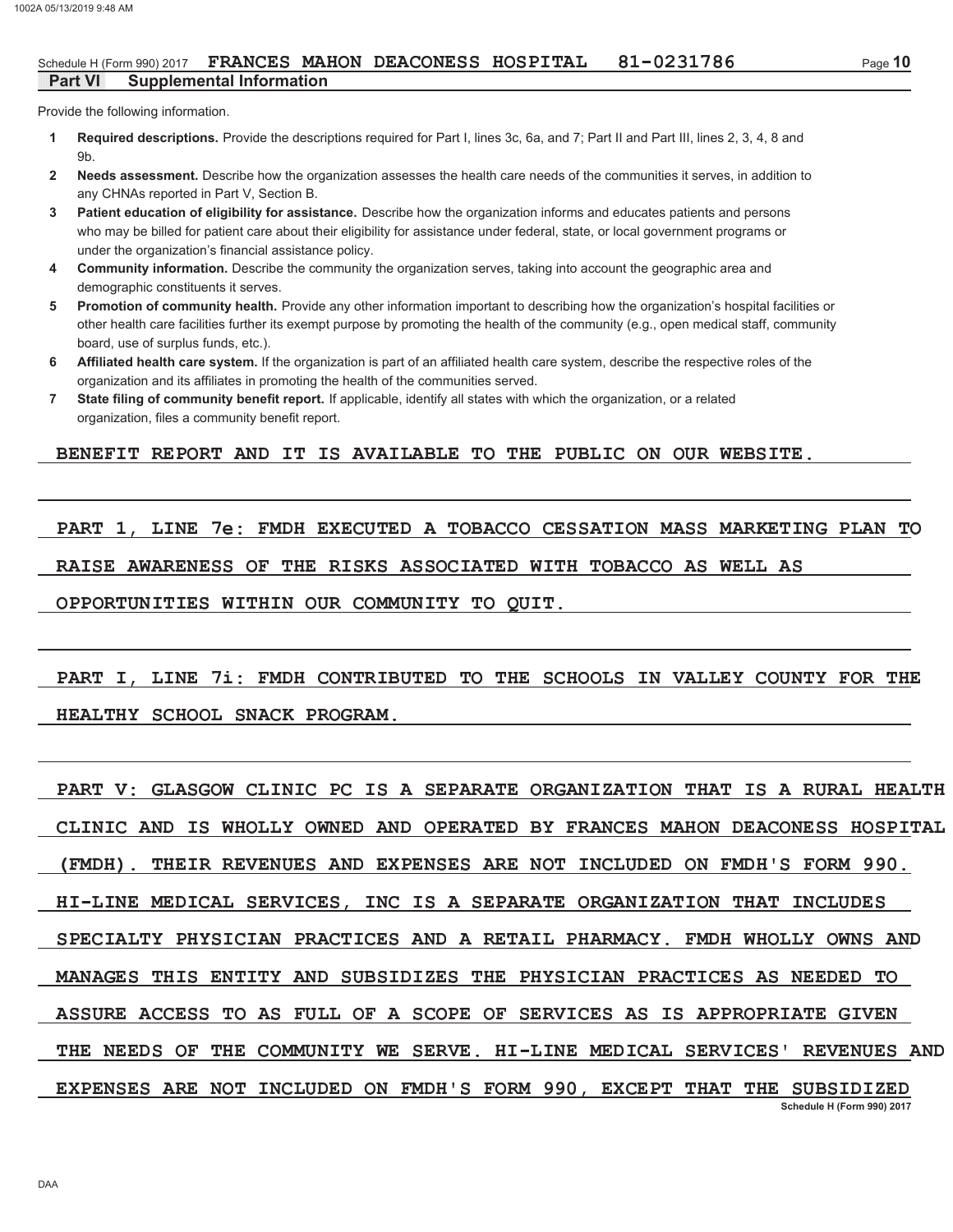Schedule H (Form 990) 2017 **FRANCES MAHON DEACONESS HOSPITAL 81-0231786**

**Part VI Supplemental Information**

Provide the following information.

1. **Required descriptions.** Provide the descriptions required for Part I, lines 3c, 6a, and 7; Part II and Part III, lines 2, 3, 4, 8 and 9b.
2. **Needs assessment.** Describe how the organization assesses the health care needs of the communities it serves, in addition to any CHNAs reported in Part V, Section B.
3. **Patient education of eligibility for assistance.** Describe how the organization informs and educates patients and persons who may be billed for patient care about their eligibility for assistance under federal, state, or local government programs or under the organization's financial assistance policy.
4. **Community information.** Describe the community the organization serves, taking into account the geographic area and demographic constituents it serves.
5. **Promotion of community health.** Provide any other information important to describing how the organization's hospital facilities or other health care facilities further its exempt purpose by promoting the health of the community (e.g., open medical staff, community board, use of surplus funds, etc.).
6. **Affiliated health care system.** If the organization is part of an affiliated health care system, describe the respective roles of the organization and its affiliates in promoting the health of the communities served.
7. **State filing of community benefit report.** If applicable, identify all states with which the organization, or a related organization, files a community benefit report.

BENEFIT REPORT AND IT IS AVAILABLE TO THE PUBLIC ON OUR WEBSITE.

PART 1, LINE 7e: FMDH EXECUTED A TOBACCO CESSATION MASS MARKETING PLAN TO RAISE AWARENESS OF THE RISKS ASSOCIATED WITH TOBACCO AS WELL AS OPPORTUNITIES WITHIN OUR COMMUNITY TO QUIT.

PART I, LINE 7i: FMDH CONTRIBUTED TO THE SCHOOLS IN VALLEY COUNTY FOR THE HEALTHY SCHOOL SNACK PROGRAM.

PART V: GLASGOW CLINIC PC IS A SEPARATE ORGANIZATION THAT IS A RURAL HEALTH CLINIC AND IS WHOLLY OWNED AND OPERATED BY FRANCES MAHON DEACONESS HOSPITAL (FMDH). THEIR REVENUES AND EXPENSES ARE NOT INCLUDED ON FMDH'S FORM 990. HI-LINE MEDICAL SERVICES, INC IS A SEPARATE ORGANIZATION THAT INCLUDES SPECIALTY PHYSICIAN PRACTICES AND A RETAIL PHARMACY. FMDH WHOLLY OWNS AND MANAGES THIS ENTITY AND SUBSIDIZES THE PHYSICIAN PRACTICES AS NEEDED TO ASSURE ACCESS TO AS FULL OF A SCOPE OF SERVICES AS IS APPROPRIATE GIVEN THE NEEDS OF THE COMMUNITY WE SERVE. HI-LINE MEDICAL SERVICES' REVENUES AND EXPENSES ARE NOT INCLUDED ON FMDH'S FORM 990, EXCEPT THAT THE SUBSIDIZED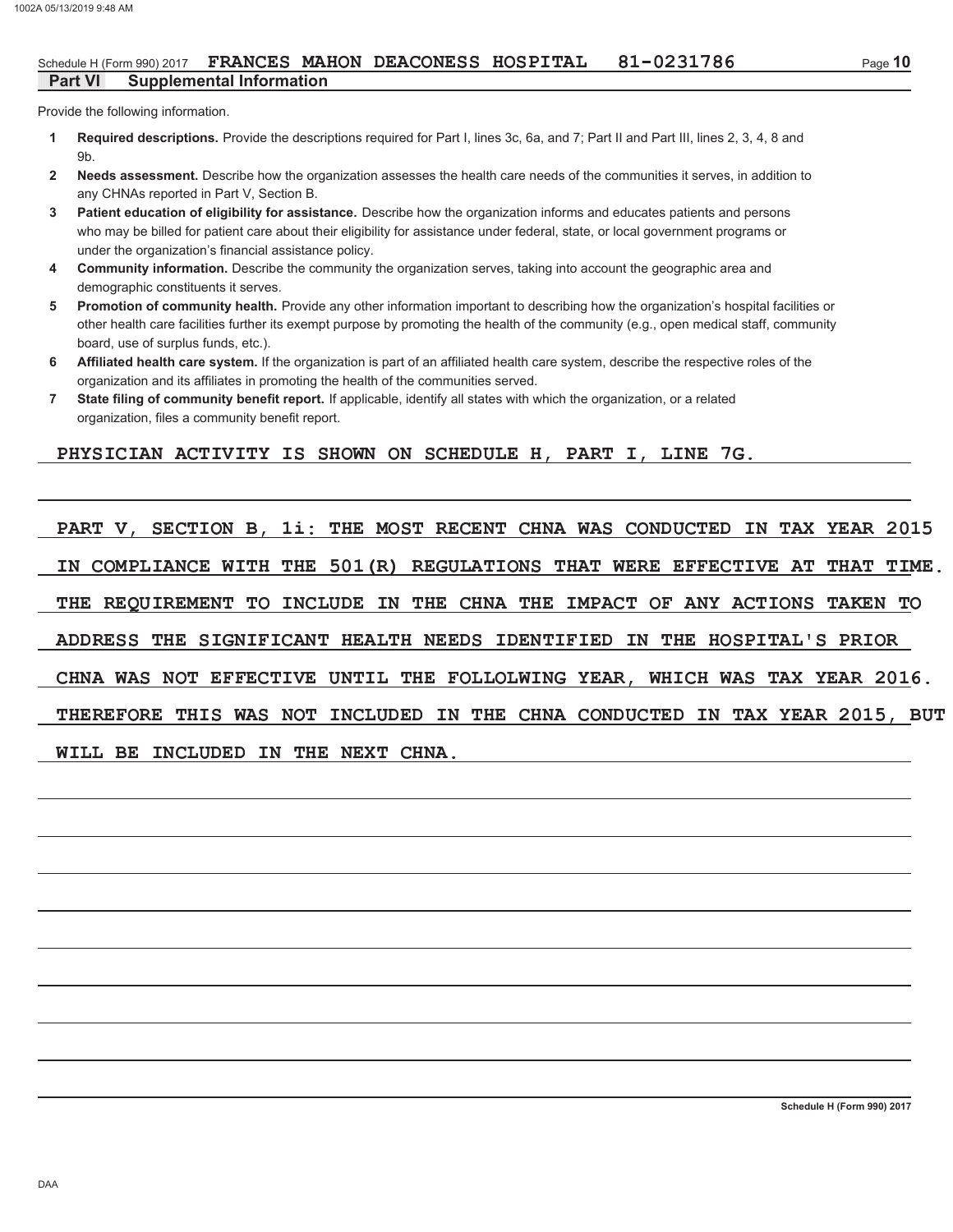Schedule H (Form 990) 2017 **FRANCES MAHON DEACONESS HOSPITAL 81-0231786**

**Part VI Supplemental Information**

Provide the following information.

1. **Required descriptions.** Provide the descriptions required for Part I, lines 3c, 6a, and 7; Part II and Part III, lines 2, 3, 4, 8 and 9b.
2. **Needs assessment.** Describe how the organization assesses the health care needs of the communities it serves, in addition to any CHNAs reported in Part V, Section B.
3. **Patient education of eligibility for assistance.** Describe how the organization informs and educates patients and persons who may be billed for patient care about their eligibility for assistance under federal, state, or local government programs or under the organization's financial assistance policy.
4. **Community information.** Describe the community the organization serves, taking into account the geographic area and demographic constituents it serves.
5. **Promotion of community health.** Provide any other information important to describing how the organization's hospital facilities or other health care facilities further its exempt purpose by promoting the health of the community (e.g., open medical staff, community board, use of surplus funds, etc.).
6. **Affiliated health care system.** If the organization is part of an affiliated health care system, describe the respective roles of the organization and its affiliates in promoting the health of the communities served.
7. **State filing of community benefit report.** If applicable, identify all states with which the organization, or a related organization, files a community benefit report.

PHYSICIAN ACTIVITY IS SHOWN ON SCHEDULE H, PART I, LINE 7G.

PART V, SECTION B, 1i: THE MOST RECENT CHNA WAS CONDUCTED IN TAX YEAR 2015 IN COMPLIANCE WITH THE 501(R) REGULATIONS THAT WERE EFFECTIVE AT THAT TIME. THE REQUIREMENT TO INCLUDE IN THE CHNA THE IMPACT OF ANY ACTIONS TAKEN TO ADDRESS THE SIGNIFICANT HEALTH NEEDS IDENTIFIED IN THE HOSPITAL'S PRIOR CHNA WAS NOT EFFECTIVE UNTIL THE FOLLOLWING YEAR, WHICH WAS TAX YEAR 2016. THEREFORE THIS WAS NOT INCLUDED IN THE CHNA CONDUCTED IN TAX YEAR 2015, BUT WILL BE INCLUDED IN THE NEXT CHNA.

Schedule H (Form 990) 2017